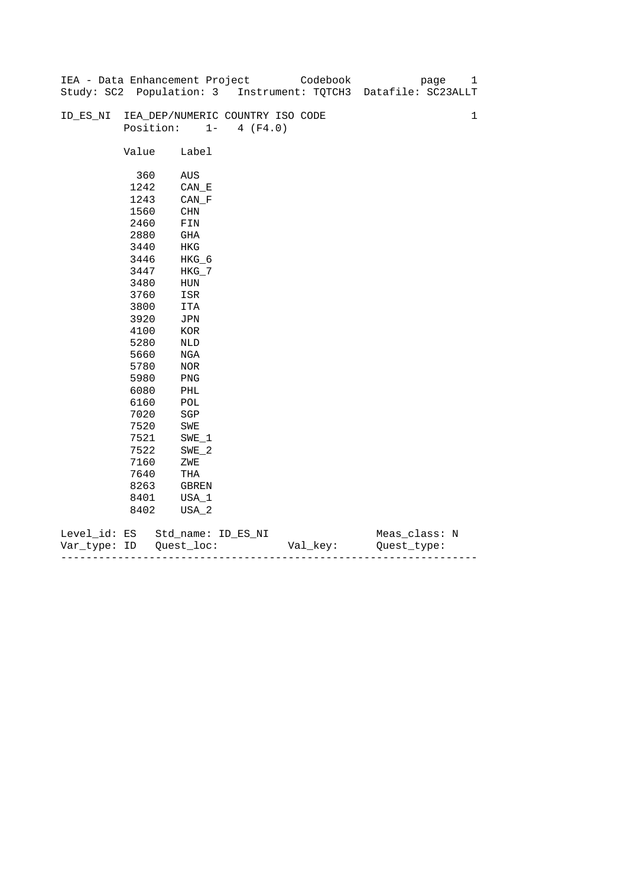IEA - Data Enhancement Project Codebook

Study: SC2 Population: 3 Instrument: TQTCH3 Datafile: SC23ALLT

**ID_ES_NI** IEA_DEP/NUMERIC COUNTRY ISO CODE 1

Position: 1- 4 (F4.0)

| Value | Label |
|---|---|
| 360 | AUS |
| 1242 | CAN_E |
| 1243 | CAN_F |
| 1560 | CHN |
| 2460 | FIN |
| 2880 | GHA |
| 3440 | HKG |
| 3446 | HKG_6 |
| 3447 | HKG_7 |
| 3480 | HUN |
| 3760 | ISR |
| 3800 | ITA |
| 3920 | JPN |
| 4100 | KOR |
| 5280 | NLD |
| 5660 | NGA |
| 5780 | NOR |
| 5980 | PNG |
| 6080 | PHL |
| 6160 | POL |
| 7020 | SGP |
| 7520 | SWE |
| 7521 | SWE_1 |
| 7522 | SWE_2 |
| 7160 | ZWE |
| 7640 | THA |
| 8263 | GBREN |
| 8401 | USA_1 |
| 8402 | USA_2 |

Level_id: ES Std_name: ID_ES_NI Meas_class: N

Var_type: ID Quest_loc: Val_key: Quest_type:

---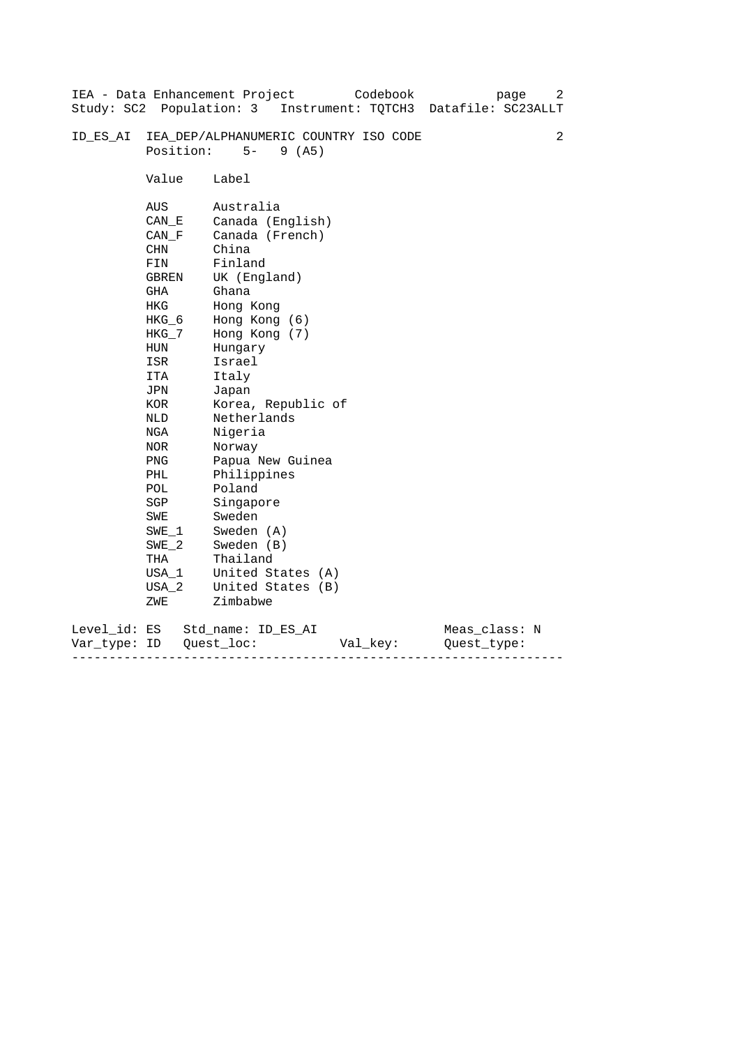ID_ES_AI IEA_DEP/ALPHANUMERIC COUNTRY ISO CODE 2

Position: 5- 9 (A5)

| Value | Label |
|---|---|
| AUS | Australia |
| CAN_E | Canada (English) |
| CAN_F | Canada (French) |
| CHN | China |
| FIN | Finland |
| GBREN | UK (England) |
| GHA | Ghana |
| HKG | Hong Kong |
| HKG_6 | Hong Kong (6) |
| HKG_7 | Hong Kong (7) |
| HUN | Hungary |
| ISR | Israel |
| ITA | Italy |
| JPN | Japan |
| KOR | Korea, Republic of |
| NLD | Netherlands |
| NGA | Nigeria |
| NOR | Norway |
| PNG | Papua New Guinea |
| PHL | Philippines |
| POL | Poland |
| SGP | Singapore |
| SWE | Sweden |
| SWE_1 | Sweden (A) |
| SWE_2 | Sweden (B) |
| THA | Thailand |
| USA_1 | United States (A) |
| USA_2 | United States (B) |
| ZWE | Zimbabwe |

Level_id: ES   Std_name: ID_ES_AI   Meas_class: N

Var_type: ID   Quest_loc:   Val_key:   Quest_type:

---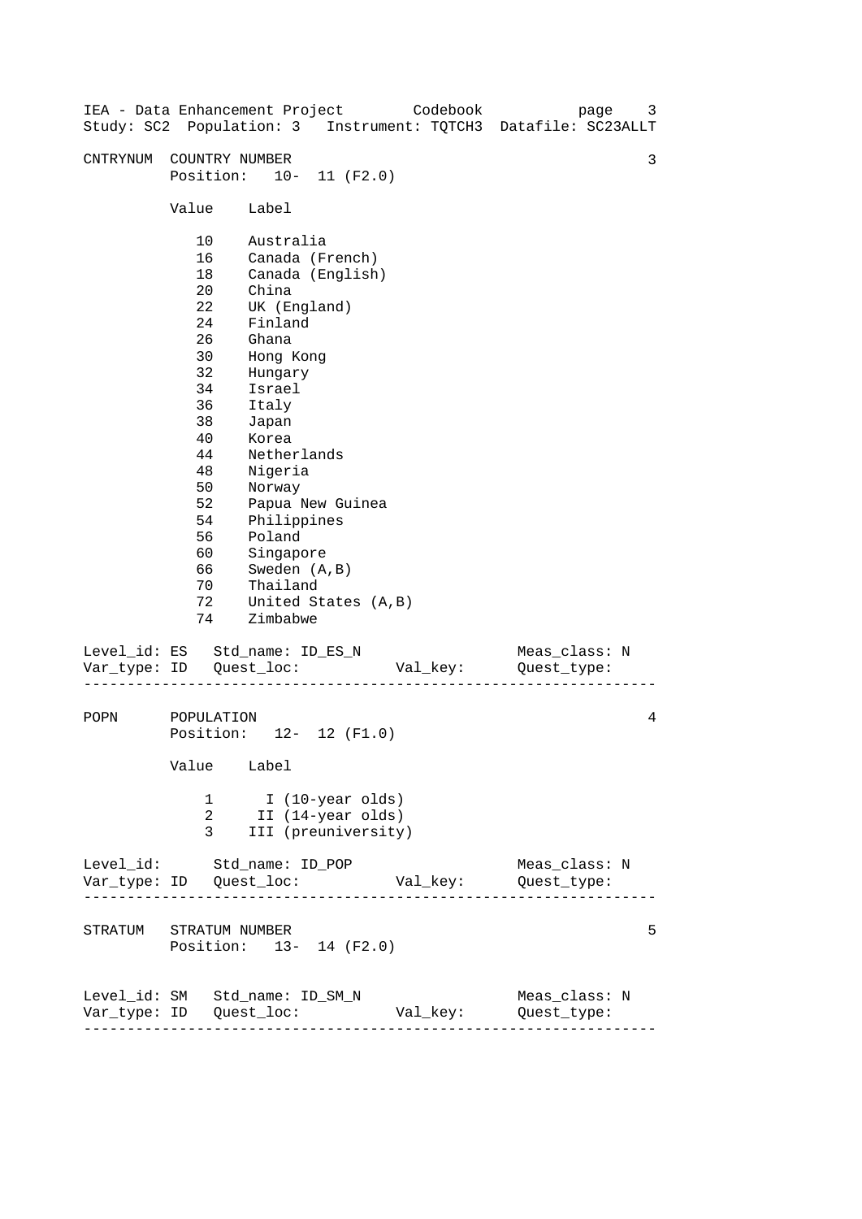```
CNTRYNUM  COUNTRY NUMBER                                          3
          Position:   10-  11 (F2.0)

          Value    Label

             10    Australia
             16    Canada (French)
             18    Canada (English)
             20    China
             22    UK (England)
             24    Finland
             26    Ghana
             30    Hong Kong
             32    Hungary
             34    Israel
             36    Italy
             38    Japan
             40    Korea
             44    Netherlands
             48    Nigeria
             50    Norway
             52    Papua New Guinea
             54    Philippines
             56    Poland
             60    Singapore
             66    Sweden (A,B)
             70    Thailand
             72    United States (A,B)
             74    Zimbabwe

Level_id: ES   Std_name: ID_ES_N                  Meas_class: N
Var_type: ID   Quest_loc:           Val_key:      Quest_type:
------------------------------------------------------------------

POPN      POPULATION                                              4
          Position:   12-  12 (F1.0)

          Value    Label

              1      I (10-year olds)
              2     II (14-year olds)
              3    III (preuniversity)

Level_id:      Std_name: ID_POP                   Meas_class: N
Var_type: ID   Quest_loc:           Val_key:      Quest_type:
------------------------------------------------------------------

STRATUM   STRATUM NUMBER                                          5
          Position:   13-  14 (F2.0)


Level_id: SM   Std_name: ID_SM_N                  Meas_class: N
Var_type: ID   Quest_loc:           Val_key:      Quest_type:
------------------------------------------------------------------
```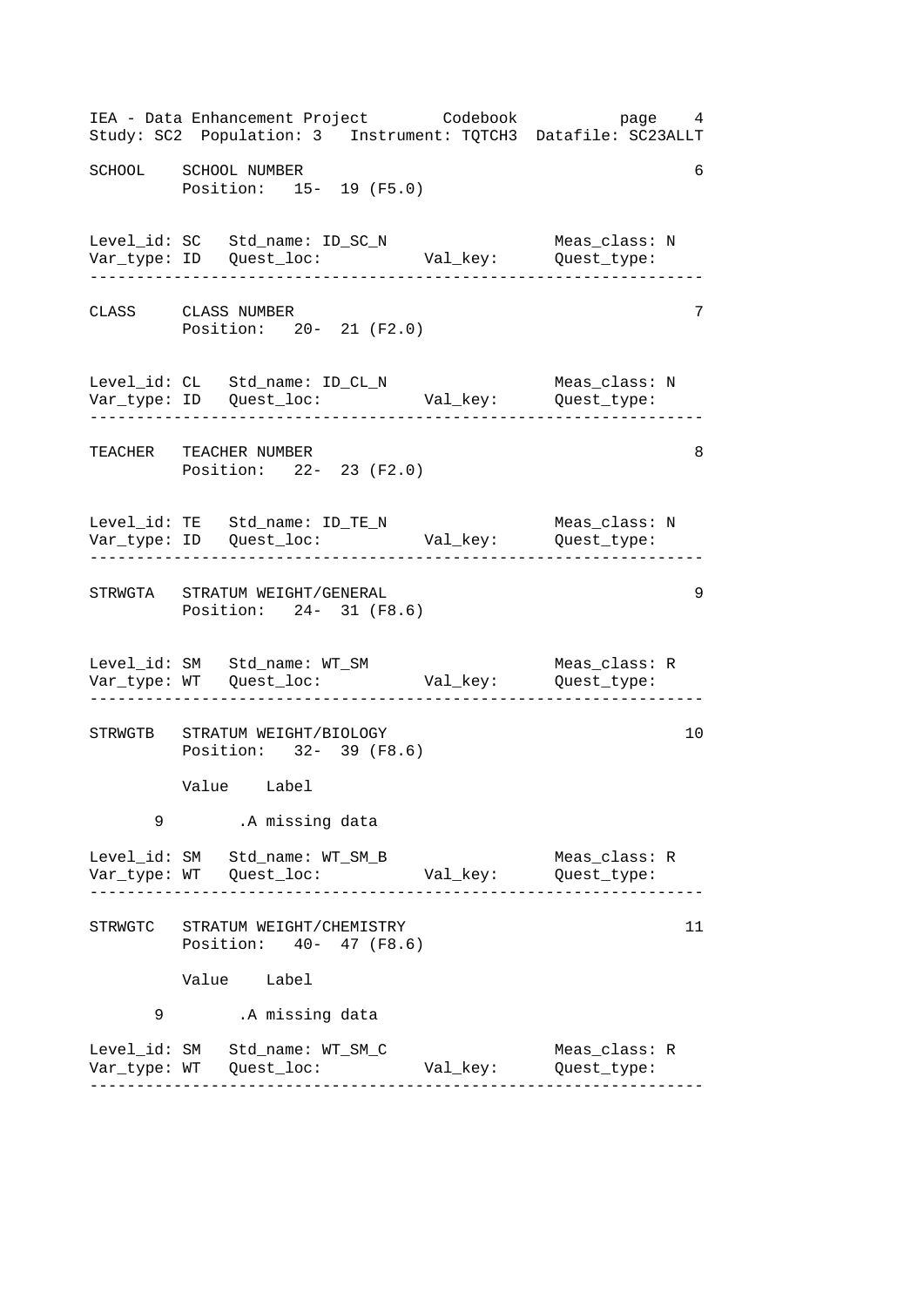```
SCHOOL    SCHOOL NUMBER                                            6
          Position:   15-  19 (F5.0)


Level_id: SC   Std_name: ID_SC_N                     Meas_class: N
Var_type: ID   Quest_loc:           Val_key:         Quest_type:
------------------------------------------------------------------

CLASS     CLASS NUMBER                                             7
          Position:   20-  21 (F2.0)


Level_id: CL   Std_name: ID_CL_N                     Meas_class: N
Var_type: ID   Quest_loc:           Val_key:         Quest_type:
------------------------------------------------------------------

TEACHER   TEACHER NUMBER                                           8
          Position:   22-  23 (F2.0)


Level_id: TE   Std_name: ID_TE_N                     Meas_class: N
Var_type: ID   Quest_loc:           Val_key:         Quest_type:
------------------------------------------------------------------

STRWGTA   STRATUM WEIGHT/GENERAL                                   9
          Position:   24-  31 (F8.6)


Level_id: SM   Std_name: WT_SM                       Meas_class: R
Var_type: WT   Quest_loc:           Val_key:         Quest_type:
------------------------------------------------------------------

STRWGTB   STRATUM WEIGHT/BIOLOGY                                  10
          Position:   32-  39 (F8.6)

          Value    Label

      9        .A missing data

Level_id: SM   Std_name: WT_SM_B                     Meas_class: R
Var_type: WT   Quest_loc:           Val_key:         Quest_type:
------------------------------------------------------------------

STRWGTC   STRATUM WEIGHT/CHEMISTRY                                11
          Position:   40-  47 (F8.6)

          Value    Label

      9        .A missing data

Level_id: SM   Std_name: WT_SM_C                     Meas_class: R
Var_type: WT   Quest_loc:           Val_key:         Quest_type:
------------------------------------------------------------------
```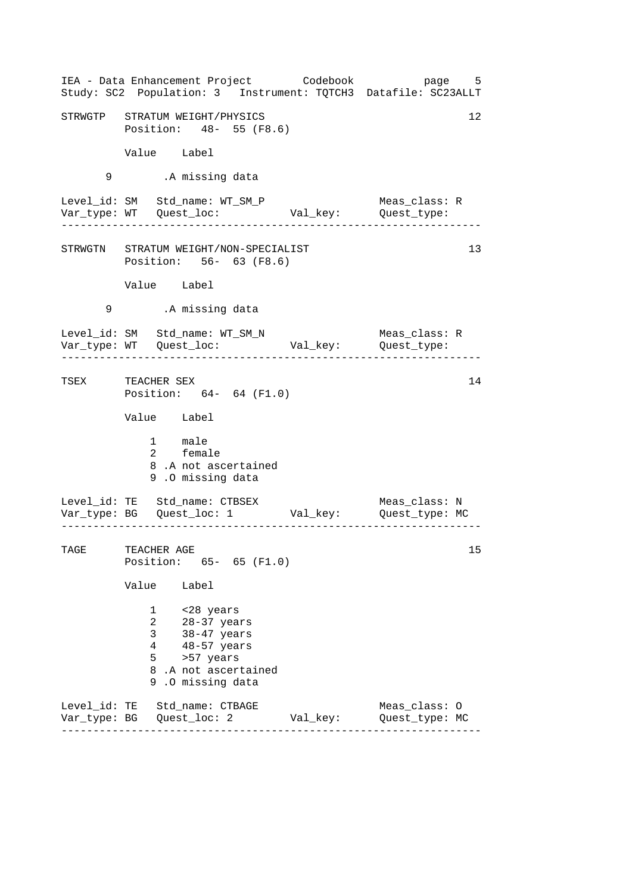STRWGTP   STRATUM WEIGHT/PHYSICS   12

Position: 48- 55 (F8.6)

| Value | Label |
|---|---|
| 9 | .A missing data |

Level_id: SM   Std_name: WT_SM_P   Meas_class: R
Var_type: WT   Quest_loc:   Val_key:   Quest_type:

---

STRWGTN   STRATUM WEIGHT/NON-SPECIALIST   13

Position: 56- 63 (F8.6)

| Value | Label |
|---|---|
| 9 | .A missing data |

Level_id: SM   Std_name: WT_SM_N   Meas_class: R
Var_type: WT   Quest_loc:   Val_key:   Quest_type:

---

TSEX   TEACHER SEX   14

Position: 64- 64 (F1.0)

| Value | Label |
|---|---|
| 1 | male |
| 2 | female |
| 8 | .A not ascertained |
| 9 | .O missing data |

Level_id: TE   Std_name: CTBSEX   Meas_class: N
Var_type: BG   Quest_loc: 1   Val_key:   Quest_type: MC

---

TAGE   TEACHER AGE   15

Position: 65- 65 (F1.0)

| Value | Label |
|---|---|
| 1 | <28 years |
| 2 | 28-37 years |
| 3 | 38-47 years |
| 4 | 48-57 years |
| 5 | >57 years |
| 8 | .A not ascertained |
| 9 | .O missing data |

Level_id: TE   Std_name: CTBAGE   Meas_class: O
Var_type: BG   Quest_loc: 2   Val_key:   Quest_type: MC

---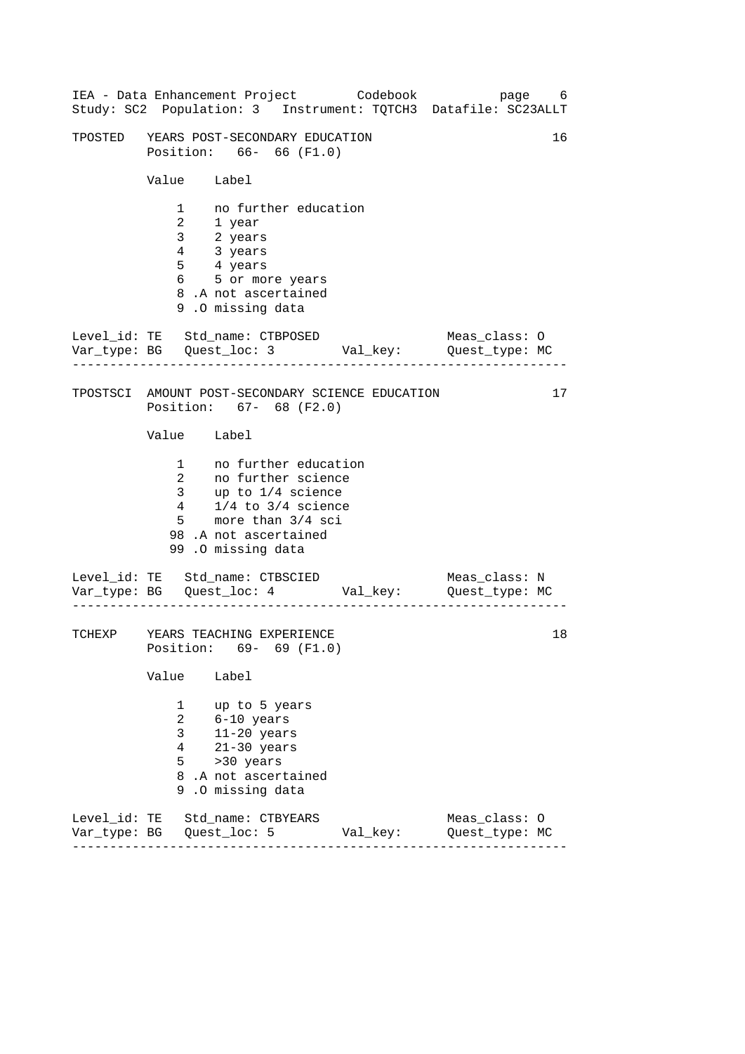TPOSTED YEARS POST-SECONDARY EDUCATION 16

Position: 66- 66 (F1.0)

| Value | Label |
|---|---|
| 1 | no further education |
| 2 | 1 year |
| 3 | 2 years |
| 4 | 3 years |
| 5 | 4 years |
| 6 | 5 or more years |
| 8 | .A not ascertained |
| 9 | .O missing data |

Level_id: TE Std_name: CTBPOSED Meas_class: O
Var_type: BG Quest_loc: 3 Val_key: Quest_type: MC

---

TPOSTSCI AMOUNT POST-SECONDARY SCIENCE EDUCATION 17

Position: 67- 68 (F2.0)

| Value | Label |
|---|---|
| 1 | no further education |
| 2 | no further science |
| 3 | up to 1/4 science |
| 4 | 1/4 to 3/4 science |
| 5 | more than 3/4 sci |
| 98 | .A not ascertained |
| 99 | .O missing data |

Level_id: TE Std_name: CTBSCIED Meas_class: N
Var_type: BG Quest_loc: 4 Val_key: Quest_type: MC

---

TCHEXP YEARS TEACHING EXPERIENCE 18

Position: 69- 69 (F1.0)

| Value | Label |
|---|---|
| 1 | up to 5 years |
| 2 | 6-10 years |
| 3 | 11-20 years |
| 4 | 21-30 years |
| 5 | >30 years |
| 8 | .A not ascertained |
| 9 | .O missing data |

Level_id: TE Std_name: CTBYEARS Meas_class: O
Var_type: BG Quest_loc: 5 Val_key: Quest_type: MC

---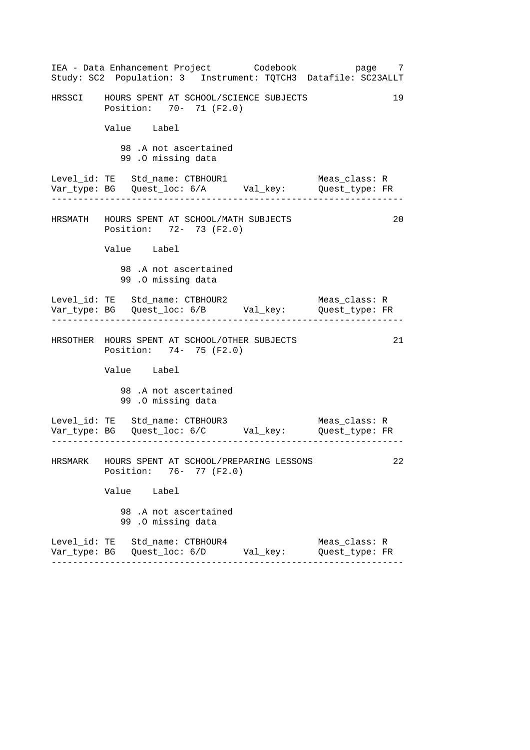```
HRSSCI    HOURS SPENT AT SCHOOL/SCIENCE SUBJECTS                19
          Position:   70-  71 (F2.0)

          Value    Label

             98 .A not ascertained
             99 .O missing data

Level_id: TE   Std_name: CTBHOUR1                 Meas_class: R
Var_type: BG   Quest_loc: 6/A      Val_key:       Quest_type: FR
-----------------------------------------------------------------

HRSMATH   HOURS SPENT AT SCHOOL/MATH SUBJECTS                   20
          Position:   72-  73 (F2.0)

          Value    Label

             98 .A not ascertained
             99 .O missing data

Level_id: TE   Std_name: CTBHOUR2                 Meas_class: R
Var_type: BG   Quest_loc: 6/B      Val_key:       Quest_type: FR
-----------------------------------------------------------------

HRSOTHER  HOURS SPENT AT SCHOOL/OTHER SUBJECTS                  21
          Position:   74-  75 (F2.0)

          Value    Label

             98 .A not ascertained
             99 .O missing data

Level_id: TE   Std_name: CTBHOUR3                 Meas_class: R
Var_type: BG   Quest_loc: 6/C      Val_key:       Quest_type: FR
-----------------------------------------------------------------

HRSMARK   HOURS SPENT AT SCHOOL/PREPARING LESSONS               22
          Position:   76-  77 (F2.0)

          Value    Label

             98 .A not ascertained
             99 .O missing data

Level_id: TE   Std_name: CTBHOUR4                 Meas_class: R
Var_type: BG   Quest_loc: 6/D      Val_key:       Quest_type: FR
-----------------------------------------------------------------
```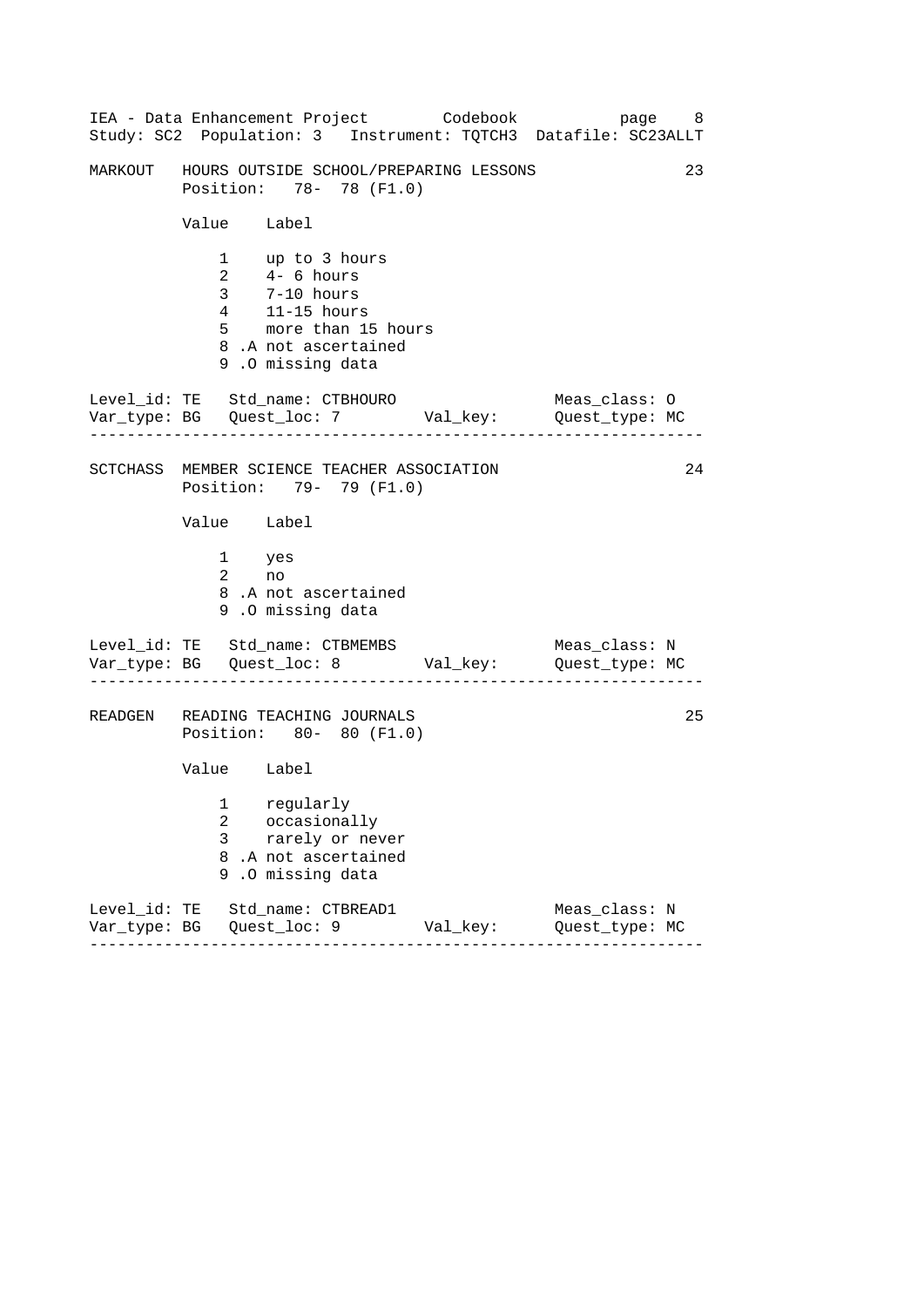MARKOUT   HOURS OUTSIDE SCHOOL/PREPARING LESSONS   23
Position: 78- 78 (F1.0)

| Value | Label |
|---|---|
| 1 | up to 3 hours |
| 2 | 4- 6 hours |
| 3 | 7-10 hours |
| 4 | 11-15 hours |
| 5 | more than 15 hours |
| 8 .A | not ascertained |
| 9 .O | missing data |

Level_id: TE   Std_name: CTBHOURO   Meas_class: O
Var_type: BG   Quest_loc: 7   Val_key:   Quest_type: MC

---

SCTCHASS   MEMBER SCIENCE TEACHER ASSOCIATION   24
Position: 79- 79 (F1.0)

| Value | Label |
|---|---|
| 1 | yes |
| 2 | no |
| 8 .A | not ascertained |
| 9 .O | missing data |

Level_id: TE   Std_name: CTBMEMBS   Meas_class: N
Var_type: BG   Quest_loc: 8   Val_key:   Quest_type: MC

---

READGEN   READING TEACHING JOURNALS   25
Position: 80- 80 (F1.0)

| Value | Label |
|---|---|
| 1 | regularly |
| 2 | occasionally |
| 3 | rarely or never |
| 8 .A | not ascertained |
| 9 .O | missing data |

Level_id: TE   Std_name: CTBREAD1   Meas_class: N
Var_type: BG   Quest_loc: 9   Val_key:   Quest_type: MC

---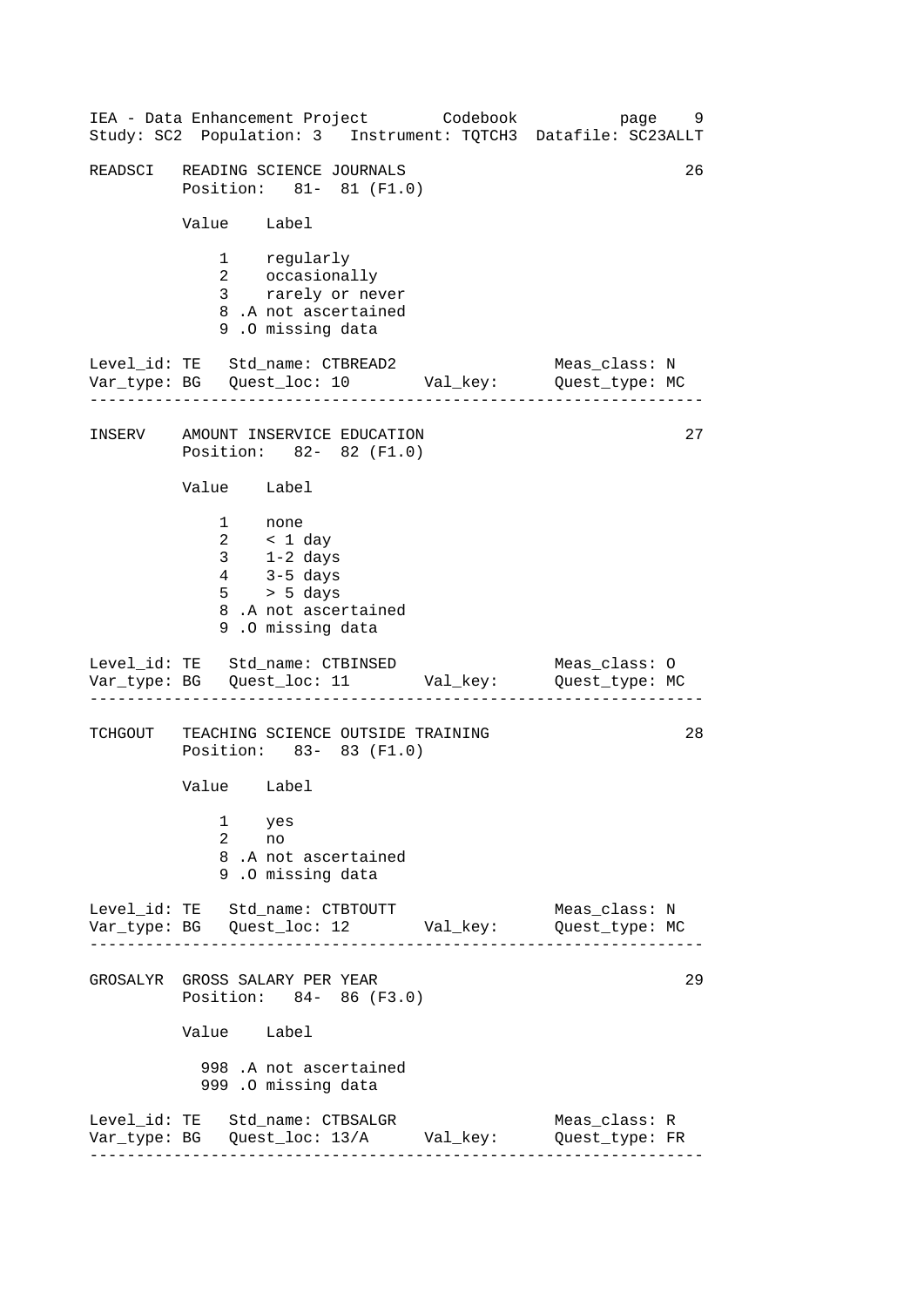```
READSCI   READING SCIENCE JOURNALS                                  26
          Position:   81-  81 (F1.0)

          Value    Label

              1    regularly
              2    occasionally
              3    rarely or never
              8 .A not ascertained
              9 .O missing data

Level_id: TE   Std_name: CTBREAD2                   Meas_class: N
Var_type: BG   Quest_loc: 10        Val_key:        Quest_type: MC
----------------------------------------------------------------------

INSERV    AMOUNT INSERVICE EDUCATION                                27
          Position:   82-  82 (F1.0)

          Value    Label

              1    none
              2    < 1 day
              3    1-2 days
              4    3-5 days
              5    > 5 days
              8 .A not ascertained
              9 .O missing data

Level_id: TE   Std_name: CTBINSED                   Meas_class: O
Var_type: BG   Quest_loc: 11        Val_key:        Quest_type: MC
----------------------------------------------------------------------

TCHGOUT   TEACHING SCIENCE OUTSIDE TRAINING                         28
          Position:   83-  83 (F1.0)

          Value    Label

              1    yes
              2    no
              8 .A not ascertained
              9 .O missing data

Level_id: TE   Std_name: CTBTOUTT                   Meas_class: N
Var_type: BG   Quest_loc: 12        Val_key:        Quest_type: MC
----------------------------------------------------------------------

GROSALYR  GROSS SALARY PER YEAR                                     29
          Position:   84-  86 (F3.0)

          Value    Label

            998 .A not ascertained
            999 .O missing data

Level_id: TE   Std_name: CTBSALGR                   Meas_class: R
Var_type: BG   Quest_loc: 13/A      Val_key:        Quest_type: FR
----------------------------------------------------------------------
```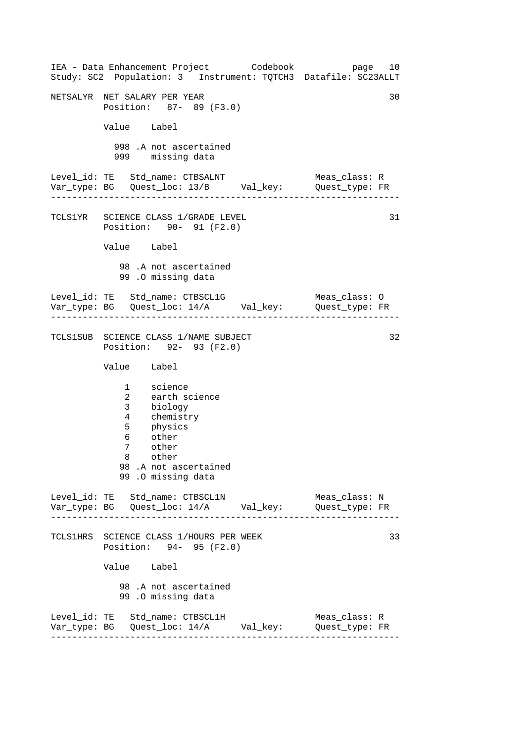```
NETSALYR  NET SALARY PER YEAR                                          30
          Position:   87- 89 (F3.0)

          Value    Label

            998 .A not ascertained
            999    missing data

Level_id: TE   Std_name: CTBSALNT                  Meas_class: R
Var_type: BG   Quest_loc: 13/B      Val_key:       Quest_type: FR
-----------------------------------------------------------------

TCLS1YR   SCIENCE CLASS 1/GRADE LEVEL                                  31
          Position:   90- 91 (F2.0)

          Value    Label

             98 .A not ascertained
             99 .O missing data

Level_id: TE   Std_name: CTBSCL1G                  Meas_class: O
Var_type: BG   Quest_loc: 14/A      Val_key:       Quest_type: FR
-----------------------------------------------------------------

TCLS1SUB  SCIENCE CLASS 1/NAME SUBJECT                                 32
          Position:   92- 93 (F2.0)

          Value    Label

              1    science
              2    earth science
              3    biology
              4    chemistry
              5    physics
              6    other
              7    other
              8    other
             98 .A not ascertained
             99 .O missing data

Level_id: TE   Std_name: CTBSCL1N                  Meas_class: N
Var_type: BG   Quest_loc: 14/A      Val_key:       Quest_type: FR
-----------------------------------------------------------------

TCLS1HRS  SCIENCE CLASS 1/HOURS PER WEEK                               33
          Position:   94- 95 (F2.0)

          Value    Label

             98 .A not ascertained
             99 .O missing data

Level_id: TE   Std_name: CTBSCL1H                  Meas_class: R
Var_type: BG   Quest_loc: 14/A      Val_key:       Quest_type: FR
-----------------------------------------------------------------
```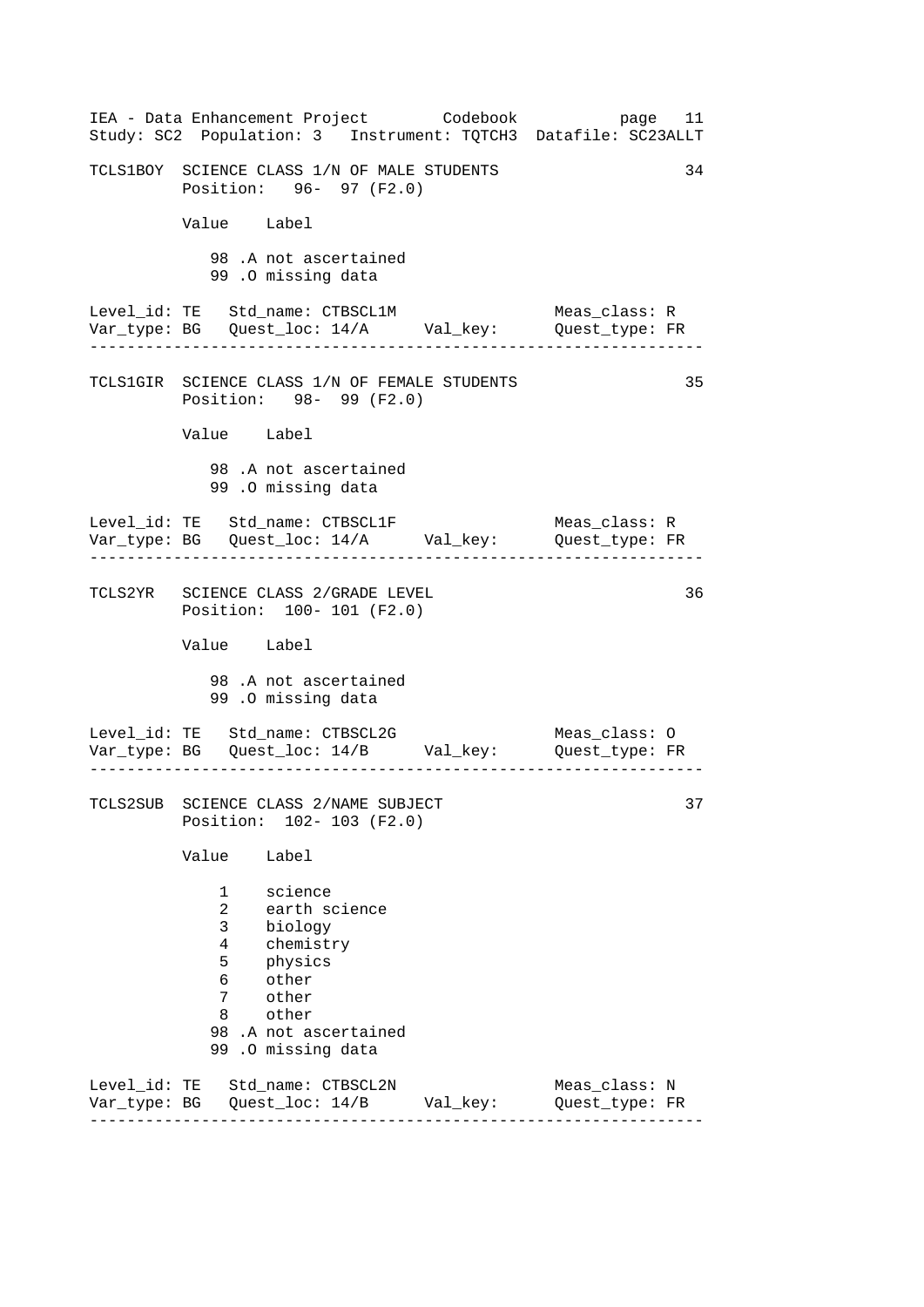```
TCLS1BOY  SCIENCE CLASS 1/N OF MALE STUDENTS                          34
          Position:   96-  97 (F2.0)

          Value    Label

             98 .A not ascertained
             99 .O missing data

Level_id: TE   Std_name: CTBSCL1M                  Meas_class: R
Var_type: BG   Quest_loc: 14/A     Val_key:        Quest_type: FR
------------------------------------------------------------------

TCLS1GIR  SCIENCE CLASS 1/N OF FEMALE STUDENTS                        35
          Position:   98-  99 (F2.0)

          Value    Label

             98 .A not ascertained
             99 .O missing data

Level_id: TE   Std_name: CTBSCL1F                  Meas_class: R
Var_type: BG   Quest_loc: 14/A     Val_key:        Quest_type: FR
------------------------------------------------------------------

TCLS2YR   SCIENCE CLASS 2/GRADE LEVEL                                 36
          Position:  100- 101 (F2.0)

          Value    Label

             98 .A not ascertained
             99 .O missing data

Level_id: TE   Std_name: CTBSCL2G                  Meas_class: O
Var_type: BG   Quest_loc: 14/B     Val_key:        Quest_type: FR
------------------------------------------------------------------

TCLS2SUB  SCIENCE CLASS 2/NAME SUBJECT                                37
          Position:  102- 103 (F2.0)

          Value    Label

              1    science
              2    earth science
              3    biology
              4    chemistry
              5    physics
              6    other
              7    other
              8    other
             98 .A not ascertained
             99 .O missing data

Level_id: TE   Std_name: CTBSCL2N                  Meas_class: N
Var_type: BG   Quest_loc: 14/B     Val_key:        Quest_type: FR
------------------------------------------------------------------
```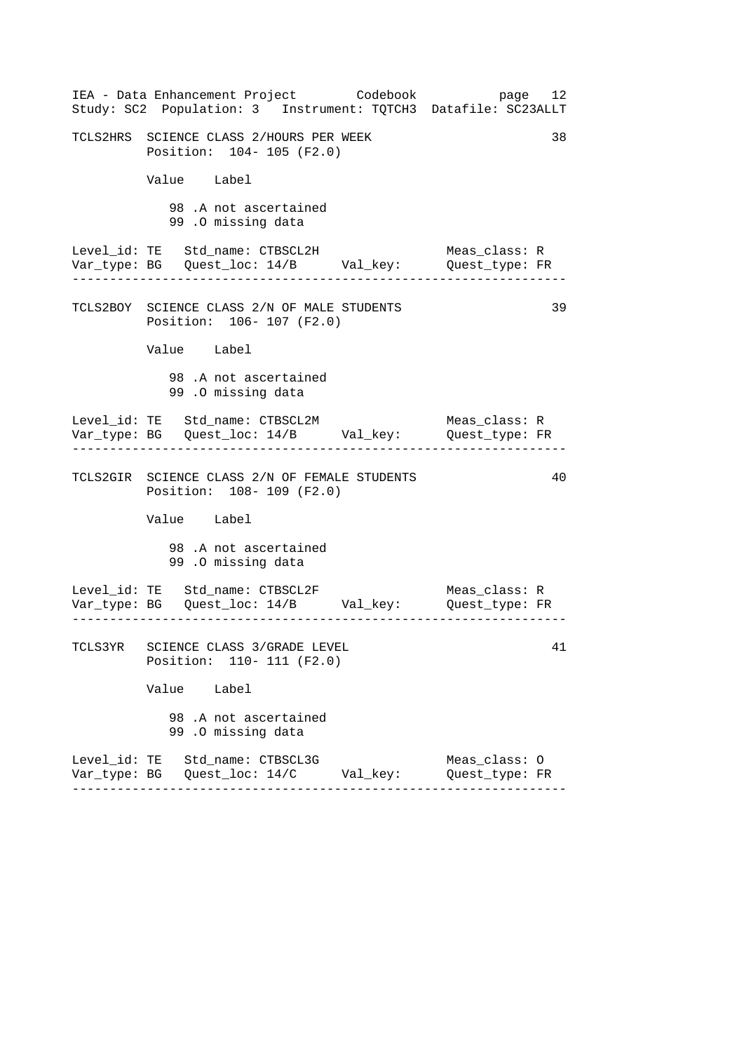TCLS2HRS SCIENCE CLASS 2/HOURS PER WEEK 38
Position: 104- 105 (F2.0)

| Value | Label |
| --- | --- |
| 98 | .A not ascertained |
| 99 | .O missing data |

Level_id: TE   Std_name: CTBSCL2H   Meas_class: R
Var_type: BG   Quest_loc: 14/B   Val_key:   Quest_type: FR

---

TCLS2BOY SCIENCE CLASS 2/N OF MALE STUDENTS 39
Position: 106- 107 (F2.0)

| Value | Label |
| --- | --- |
| 98 | .A not ascertained |
| 99 | .O missing data |

Level_id: TE   Std_name: CTBSCL2M   Meas_class: R
Var_type: BG   Quest_loc: 14/B   Val_key:   Quest_type: FR

---

TCLS2GIR SCIENCE CLASS 2/N OF FEMALE STUDENTS 40
Position: 108- 109 (F2.0)

| Value | Label |
| --- | --- |
| 98 | .A not ascertained |
| 99 | .O missing data |

Level_id: TE   Std_name: CTBSCL2F   Meas_class: R
Var_type: BG   Quest_loc: 14/B   Val_key:   Quest_type: FR

---

TCLS3YR SCIENCE CLASS 3/GRADE LEVEL 41
Position: 110- 111 (F2.0)

| Value | Label |
| --- | --- |
| 98 | .A not ascertained |
| 99 | .O missing data |

Level_id: TE   Std_name: CTBSCL3G   Meas_class: O
Var_type: BG   Quest_loc: 14/C   Val_key:   Quest_type: FR

---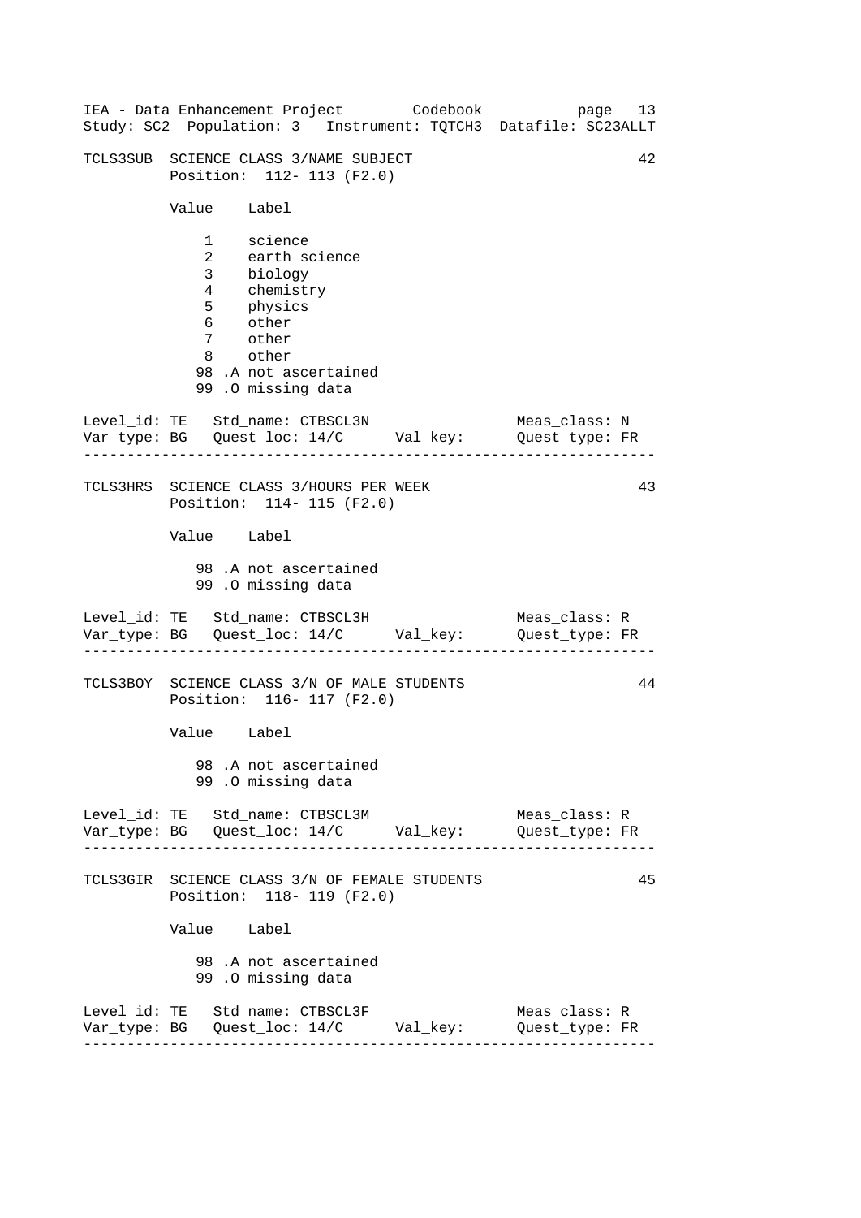```
TCLS3SUB  SCIENCE CLASS 3/NAME SUBJECT                           42
          Position:  112- 113 (F2.0)

          Value    Label

              1    science
              2    earth science
              3    biology
              4    chemistry
              5    physics
              6    other
              7    other
              8    other
             98 .A not ascertained
             99 .O missing data

Level_id: TE   Std_name: CTBSCL3N                 Meas_class: N
Var_type: BG   Quest_loc: 14/C      Val_key:      Quest_type: FR
-----------------------------------------------------------------

TCLS3HRS  SCIENCE CLASS 3/HOURS PER WEEK                         43
          Position:  114- 115 (F2.0)

          Value    Label

             98 .A not ascertained
             99 .O missing data

Level_id: TE   Std_name: CTBSCL3H                 Meas_class: R
Var_type: BG   Quest_loc: 14/C      Val_key:      Quest_type: FR
-----------------------------------------------------------------

TCLS3BOY  SCIENCE CLASS 3/N OF MALE STUDENTS                     44
          Position:  116- 117 (F2.0)

          Value    Label

             98 .A not ascertained
             99 .O missing data

Level_id: TE   Std_name: CTBSCL3M                 Meas_class: R
Var_type: BG   Quest_loc: 14/C      Val_key:      Quest_type: FR
-----------------------------------------------------------------

TCLS3GIR  SCIENCE CLASS 3/N OF FEMALE STUDENTS                   45
          Position:  118- 119 (F2.0)

          Value    Label

             98 .A not ascertained
             99 .O missing data

Level_id: TE   Std_name: CTBSCL3F                 Meas_class: R
Var_type: BG   Quest_loc: 14/C      Val_key:      Quest_type: FR
-----------------------------------------------------------------
```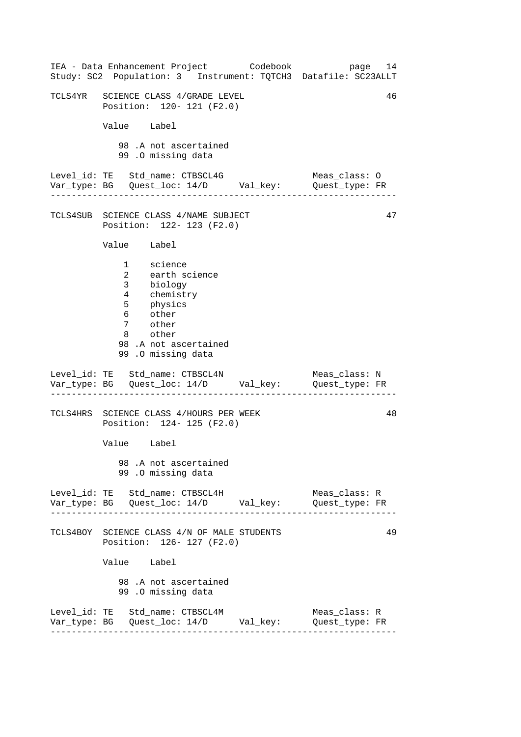```
TCLS4YR   SCIENCE CLASS 4/GRADE LEVEL                               46
          Position:  120- 121 (F2.0)

          Value    Label

             98 .A not ascertained
             99 .O missing data

Level_id: TE   Std_name: CTBSCL4G                 Meas_class: O
Var_type: BG   Quest_loc: 14/D      Val_key:      Quest_type: FR
----------------------------------------------------------------

TCLS4SUB  SCIENCE CLASS 4/NAME SUBJECT                              47
          Position:  122- 123 (F2.0)

          Value    Label

              1    science
              2    earth science
              3    biology
              4    chemistry
              5    physics
              6    other
              7    other
              8    other
             98 .A not ascertained
             99 .O missing data

Level_id: TE   Std_name: CTBSCL4N                 Meas_class: N
Var_type: BG   Quest_loc: 14/D      Val_key:      Quest_type: FR
----------------------------------------------------------------

TCLS4HRS  SCIENCE CLASS 4/HOURS PER WEEK                            48
          Position:  124- 125 (F2.0)

          Value    Label

             98 .A not ascertained
             99 .O missing data

Level_id: TE   Std_name: CTBSCL4H                 Meas_class: R
Var_type: BG   Quest_loc: 14/D      Val_key:      Quest_type: FR
----------------------------------------------------------------

TCLS4BOY  SCIENCE CLASS 4/N OF MALE STUDENTS                        49
          Position:  126- 127 (F2.0)

          Value    Label

             98 .A not ascertained
             99 .O missing data

Level_id: TE   Std_name: CTBSCL4M                 Meas_class: R
Var_type: BG   Quest_loc: 14/D      Val_key:      Quest_type: FR
----------------------------------------------------------------
```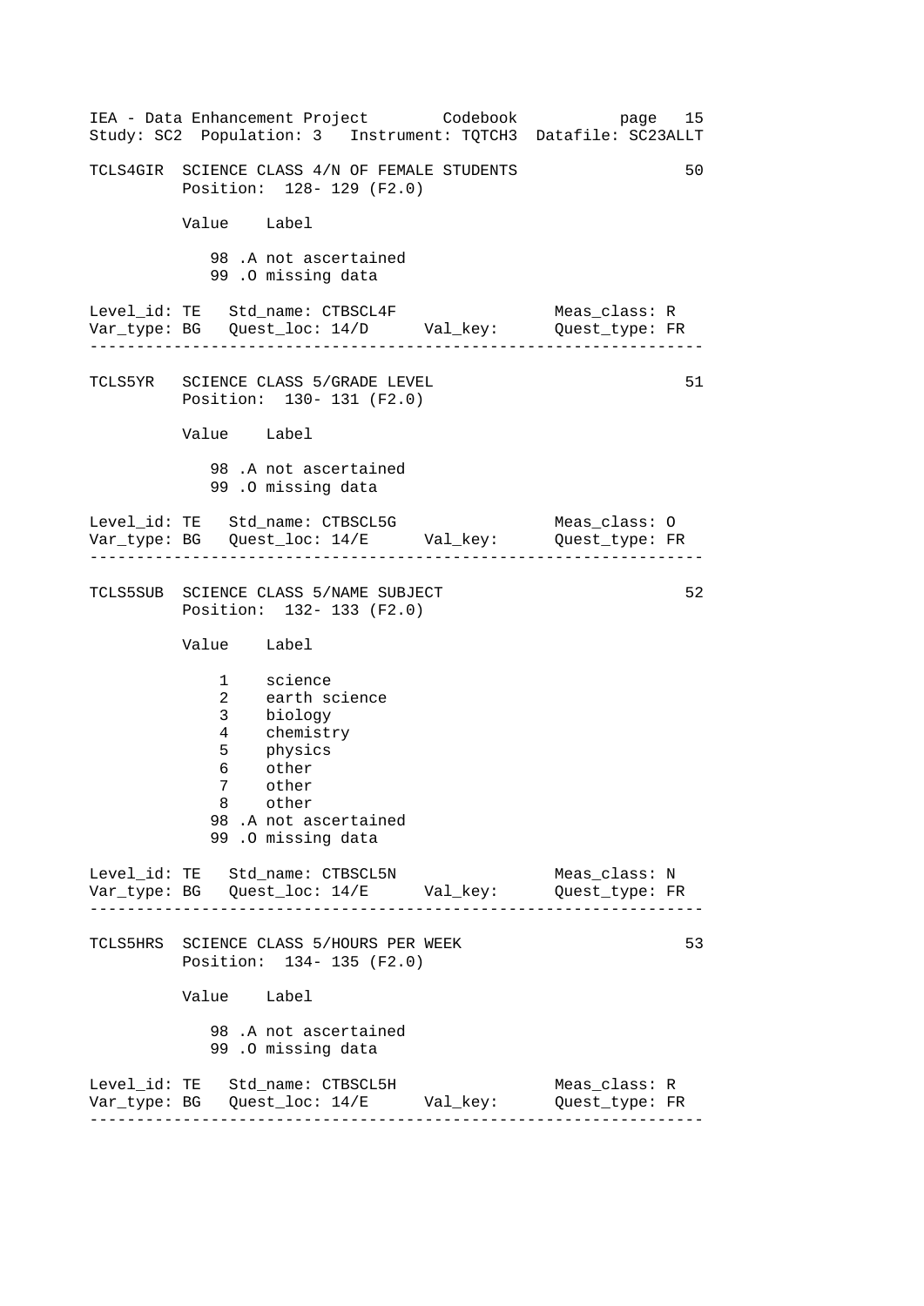```
TCLS4GIR  SCIENCE CLASS 4/N OF FEMALE STUDENTS                        50
          Position:  128- 129 (F2.0)

          Value    Label

             98 .A not ascertained
             99 .O missing data

Level_id: TE   Std_name: CTBSCL4F                 Meas_class: R
Var_type: BG   Quest_loc: 14/D      Val_key:      Quest_type: FR
-----------------------------------------------------------------

TCLS5YR   SCIENCE CLASS 5/GRADE LEVEL                                 51
          Position:  130- 131 (F2.0)

          Value    Label

             98 .A not ascertained
             99 .O missing data

Level_id: TE   Std_name: CTBSCL5G                 Meas_class: O
Var_type: BG   Quest_loc: 14/E      Val_key:      Quest_type: FR
-----------------------------------------------------------------

TCLS5SUB  SCIENCE CLASS 5/NAME SUBJECT                                52
          Position:  132- 133 (F2.0)

          Value    Label

              1    science
              2    earth science
              3    biology
              4    chemistry
              5    physics
              6    other
              7    other
              8    other
             98 .A not ascertained
             99 .O missing data

Level_id: TE   Std_name: CTBSCL5N                 Meas_class: N
Var_type: BG   Quest_loc: 14/E      Val_key:      Quest_type: FR
-----------------------------------------------------------------

TCLS5HRS  SCIENCE CLASS 5/HOURS PER WEEK                              53
          Position:  134- 135 (F2.0)

          Value    Label

             98 .A not ascertained
             99 .O missing data

Level_id: TE   Std_name: CTBSCL5H                 Meas_class: R
Var_type: BG   Quest_loc: 14/E      Val_key:      Quest_type: FR
-----------------------------------------------------------------
```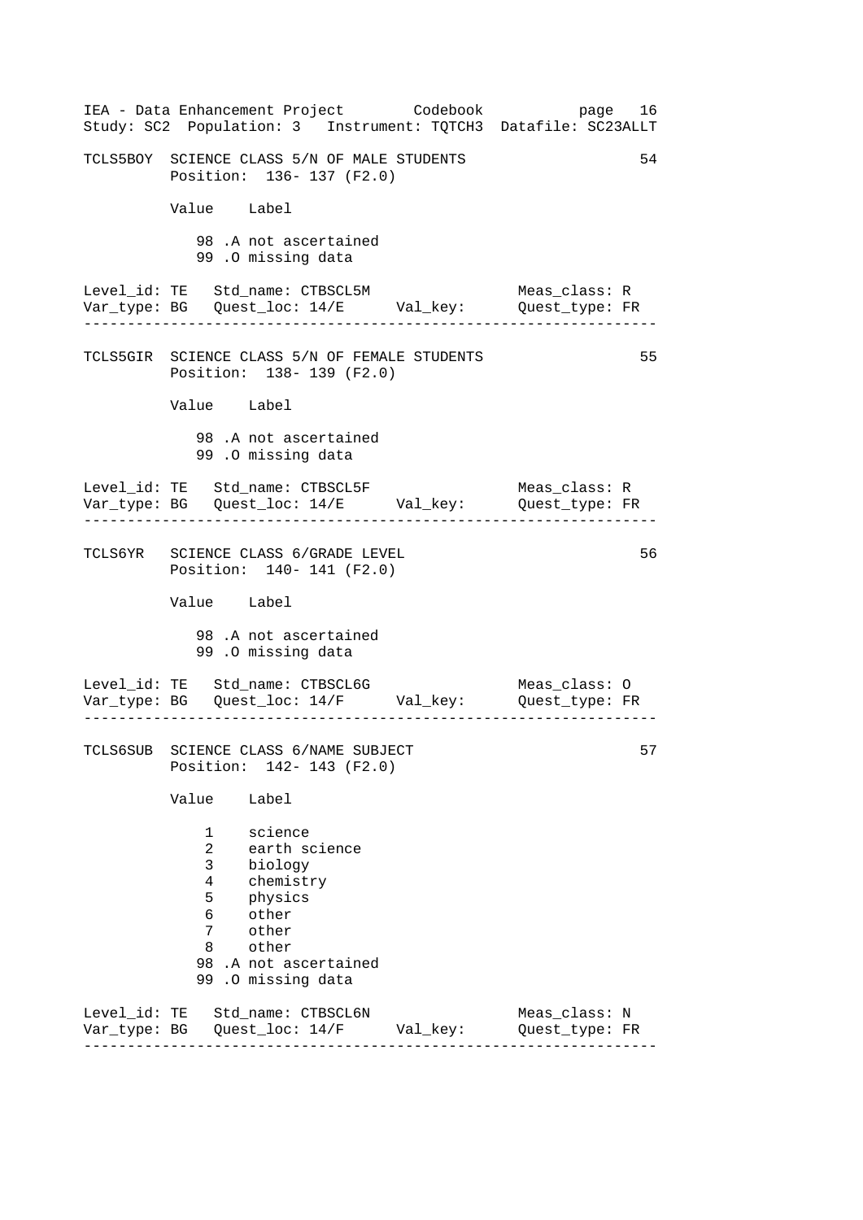```
TCLS5BOY  SCIENCE CLASS 5/N OF MALE STUDENTS                          54
          Position:  136- 137 (F2.0)

          Value    Label

             98 .A not ascertained
             99 .O missing data

Level_id: TE   Std_name: CTBSCL5M                   Meas_class: R
Var_type: BG   Quest_loc: 14/E      Val_key:        Quest_type: FR
------------------------------------------------------------------

TCLS5GIR  SCIENCE CLASS 5/N OF FEMALE STUDENTS                        55
          Position:  138- 139 (F2.0)

          Value    Label

             98 .A not ascertained
             99 .O missing data

Level_id: TE   Std_name: CTBSCL5F                   Meas_class: R
Var_type: BG   Quest_loc: 14/E      Val_key:        Quest_type: FR
------------------------------------------------------------------

TCLS6YR   SCIENCE CLASS 6/GRADE LEVEL                                 56
          Position:  140- 141 (F2.0)

          Value    Label

             98 .A not ascertained
             99 .O missing data

Level_id: TE   Std_name: CTBSCL6G                   Meas_class: O
Var_type: BG   Quest_loc: 14/F      Val_key:        Quest_type: FR
------------------------------------------------------------------

TCLS6SUB  SCIENCE CLASS 6/NAME SUBJECT                                57
          Position:  142- 143 (F2.0)

          Value    Label

              1    science
              2    earth science
              3    biology
              4    chemistry
              5    physics
              6    other
              7    other
              8    other
             98 .A not ascertained
             99 .O missing data

Level_id: TE   Std_name: CTBSCL6N                   Meas_class: N
Var_type: BG   Quest_loc: 14/F      Val_key:        Quest_type: FR
------------------------------------------------------------------
```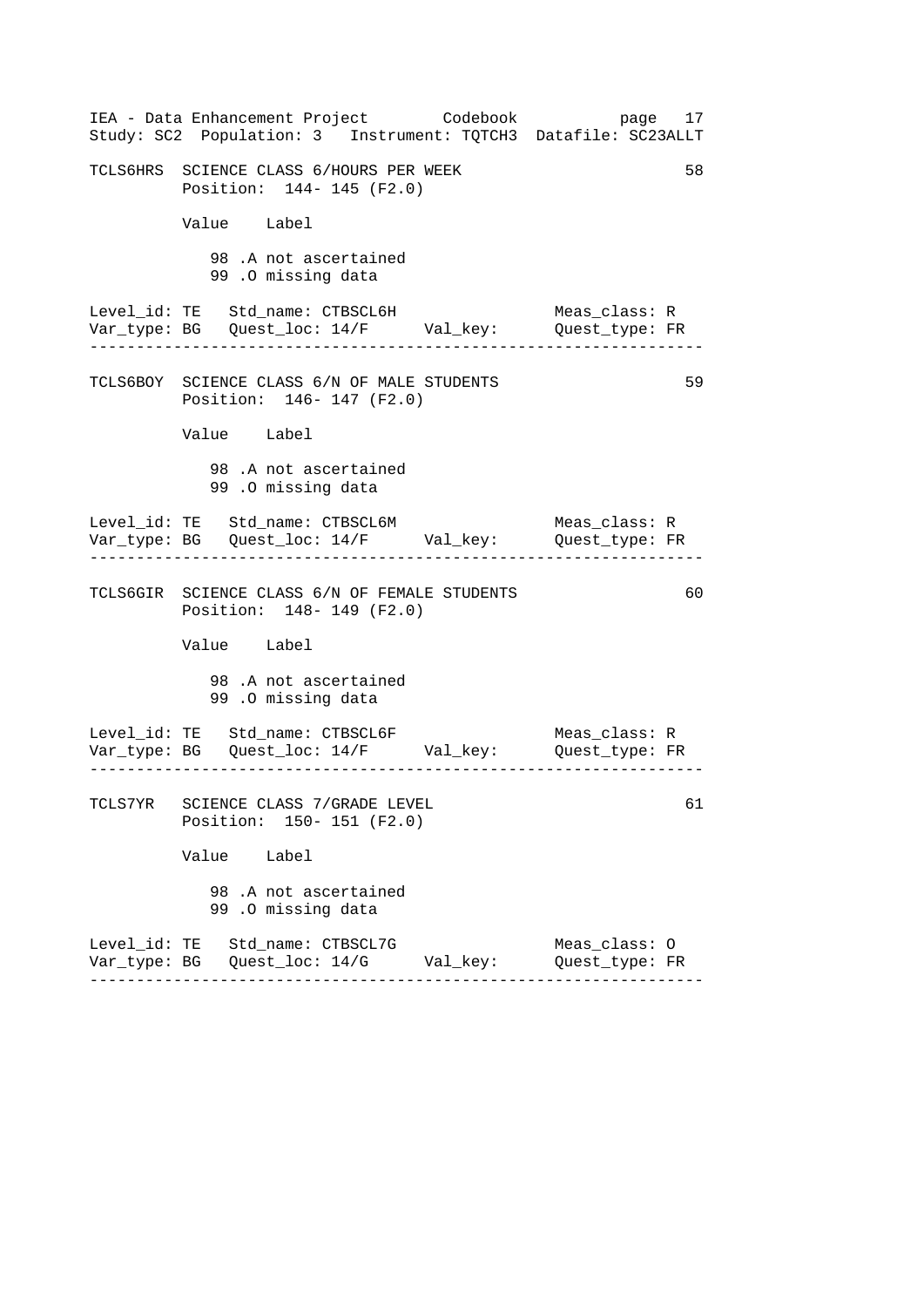```
TCLS6HRS  SCIENCE CLASS 6/HOURS PER WEEK                              58
          Position:  144- 145 (F2.0)

          Value    Label

             98 .A not ascertained
             99 .O missing data

Level_id: TE   Std_name: CTBSCL6H                  Meas_class: R
Var_type: BG   Quest_loc: 14/F      Val_key:       Quest_type: FR
-----------------------------------------------------------------

TCLS6BOY  SCIENCE CLASS 6/N OF MALE STUDENTS                          59
          Position:  146- 147 (F2.0)

          Value    Label

             98 .A not ascertained
             99 .O missing data

Level_id: TE   Std_name: CTBSCL6M                  Meas_class: R
Var_type: BG   Quest_loc: 14/F      Val_key:       Quest_type: FR
-----------------------------------------------------------------

TCLS6GIR  SCIENCE CLASS 6/N OF FEMALE STUDENTS                        60
          Position:  148- 149 (F2.0)

          Value    Label

             98 .A not ascertained
             99 .O missing data

Level_id: TE   Std_name: CTBSCL6F                  Meas_class: R
Var_type: BG   Quest_loc: 14/F      Val_key:       Quest_type: FR
-----------------------------------------------------------------

TCLS7YR   SCIENCE CLASS 7/GRADE LEVEL                                 61
          Position:  150- 151 (F2.0)

          Value    Label

             98 .A not ascertained
             99 .O missing data

Level_id: TE   Std_name: CTBSCL7G                  Meas_class: O
Var_type: BG   Quest_loc: 14/G      Val_key:       Quest_type: FR
-----------------------------------------------------------------
```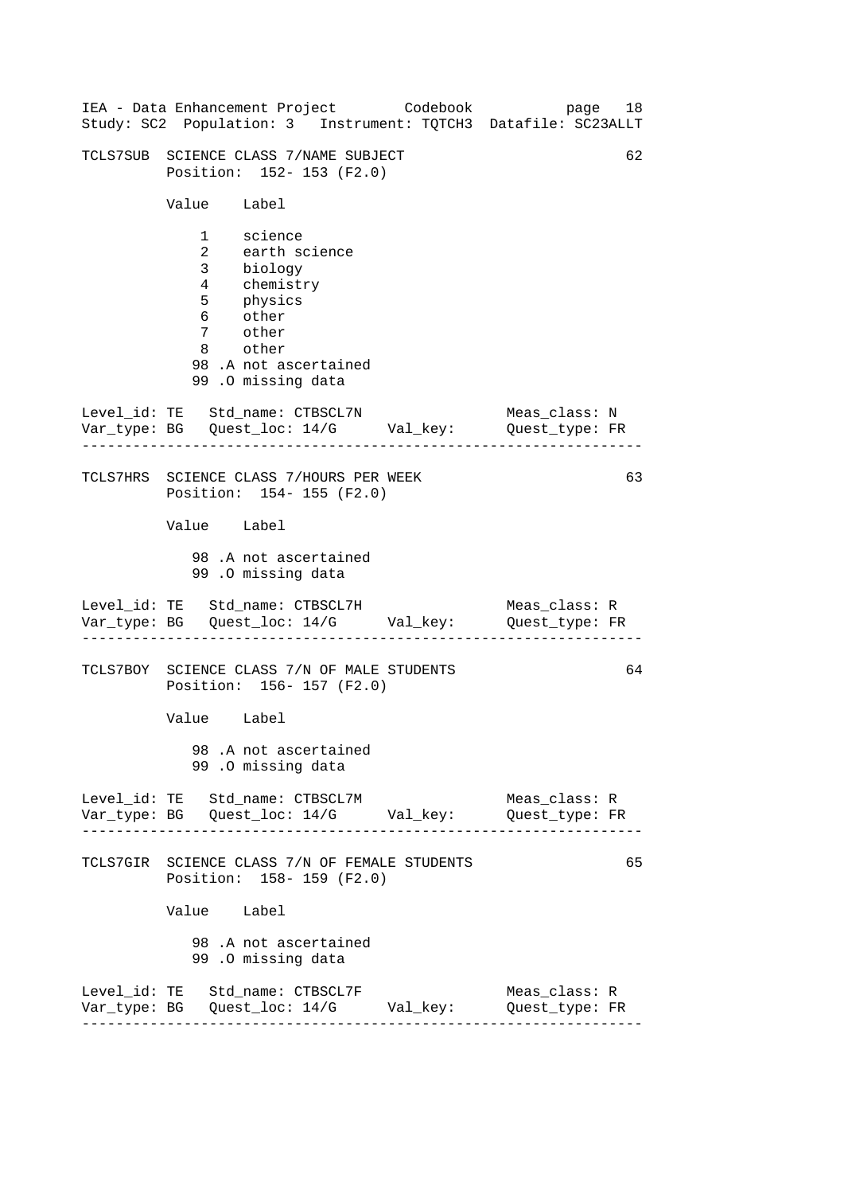```
TCLS7SUB  SCIENCE CLASS 7/NAME SUBJECT                            62
          Position:  152- 153 (F2.0)

          Value    Label

              1    science
              2    earth science
              3    biology
              4    chemistry
              5    physics
              6    other
              7    other
              8    other
             98 .A not ascertained
             99 .O missing data

Level_id: TE   Std_name: CTBSCL7N                 Meas_class: N
Var_type: BG   Quest_loc: 14/G      Val_key:      Quest_type: FR
-----------------------------------------------------------------

TCLS7HRS  SCIENCE CLASS 7/HOURS PER WEEK                          63
          Position:  154- 155 (F2.0)

          Value    Label

             98 .A not ascertained
             99 .O missing data

Level_id: TE   Std_name: CTBSCL7H                 Meas_class: R
Var_type: BG   Quest_loc: 14/G      Val_key:      Quest_type: FR
-----------------------------------------------------------------

TCLS7BOY  SCIENCE CLASS 7/N OF MALE STUDENTS                      64
          Position:  156- 157 (F2.0)

          Value    Label

             98 .A not ascertained
             99 .O missing data

Level_id: TE   Std_name: CTBSCL7M                 Meas_class: R
Var_type: BG   Quest_loc: 14/G      Val_key:      Quest_type: FR
-----------------------------------------------------------------

TCLS7GIR  SCIENCE CLASS 7/N OF FEMALE STUDENTS                    65
          Position:  158- 159 (F2.0)

          Value    Label

             98 .A not ascertained
             99 .O missing data

Level_id: TE   Std_name: CTBSCL7F                 Meas_class: R
Var_type: BG   Quest_loc: 14/G      Val_key:      Quest_type: FR
-----------------------------------------------------------------
```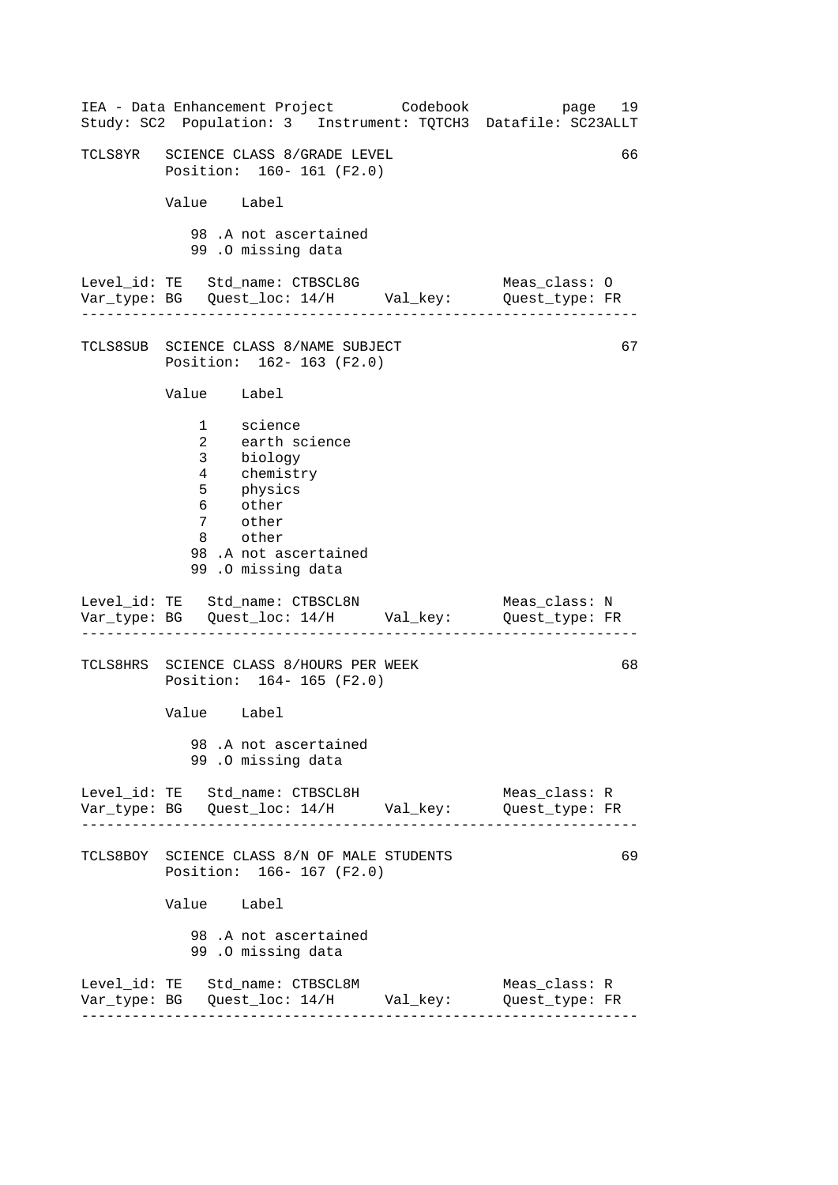```
TCLS8YR   SCIENCE CLASS 8/GRADE LEVEL                               66
          Position:  160- 161 (F2.0)

          Value    Label

             98 .A not ascertained
             99 .O missing data

Level_id: TE   Std_name: CTBSCL8G                 Meas_class: O
Var_type: BG   Quest_loc: 14/H      Val_key:      Quest_type: FR
--------------------------------------------------------------------

TCLS8SUB  SCIENCE CLASS 8/NAME SUBJECT                              67
          Position:  162- 163 (F2.0)

          Value    Label

              1    science
              2    earth science
              3    biology
              4    chemistry
              5    physics
              6    other
              7    other
              8    other
             98 .A not ascertained
             99 .O missing data

Level_id: TE   Std_name: CTBSCL8N                 Meas_class: N
Var_type: BG   Quest_loc: 14/H      Val_key:      Quest_type: FR
--------------------------------------------------------------------

TCLS8HRS  SCIENCE CLASS 8/HOURS PER WEEK                            68
          Position:  164- 165 (F2.0)

          Value    Label

             98 .A not ascertained
             99 .O missing data

Level_id: TE   Std_name: CTBSCL8H                 Meas_class: R
Var_type: BG   Quest_loc: 14/H      Val_key:      Quest_type: FR
--------------------------------------------------------------------

TCLS8BOY  SCIENCE CLASS 8/N OF MALE STUDENTS                        69
          Position:  166- 167 (F2.0)

          Value    Label

             98 .A not ascertained
             99 .O missing data

Level_id: TE   Std_name: CTBSCL8M                 Meas_class: R
Var_type: BG   Quest_loc: 14/H      Val_key:      Quest_type: FR
--------------------------------------------------------------------
```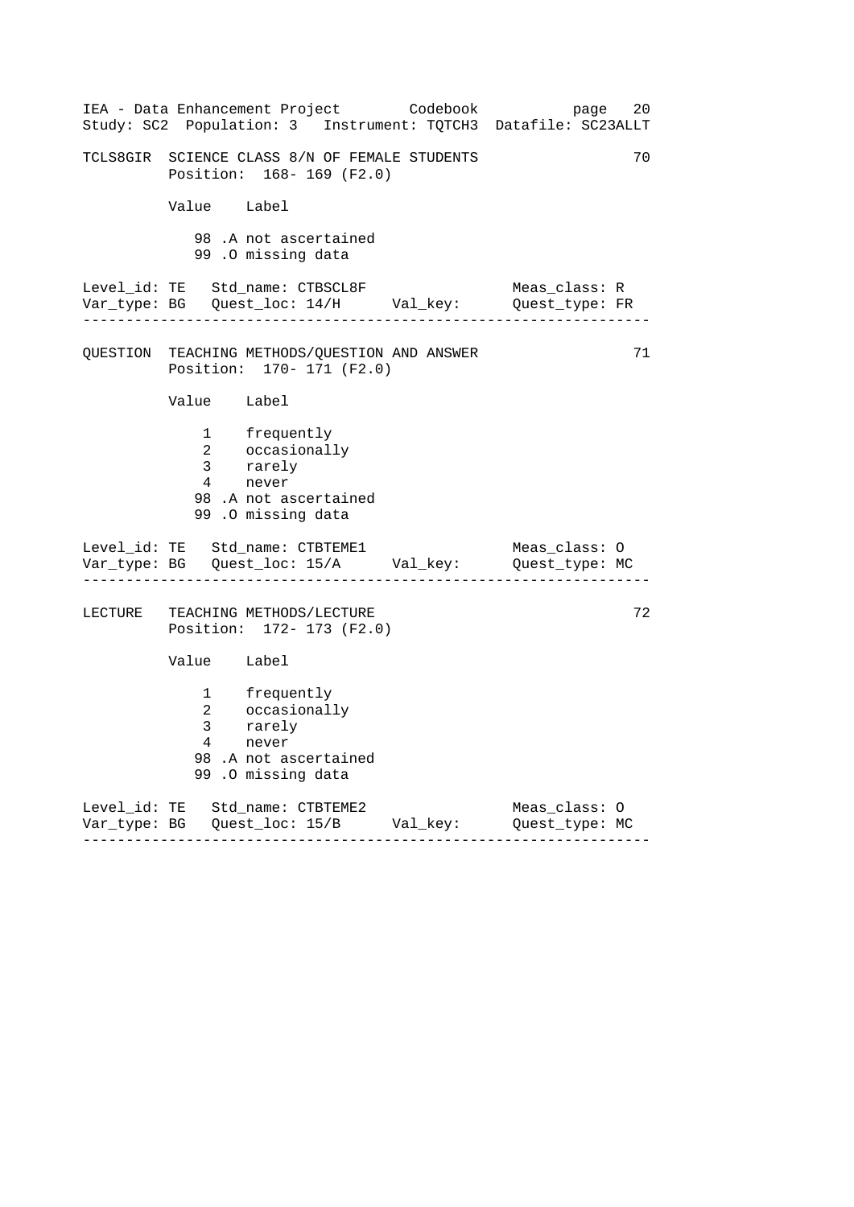```
TCLS8GIR  SCIENCE CLASS 8/N OF FEMALE STUDENTS                         70
          Position:  168- 169 (F2.0)

          Value    Label

             98 .A not ascertained
             99 .O missing data

Level_id: TE   Std_name: CTBSCL8F                  Meas_class: R
Var_type: BG   Quest_loc: 14/H      Val_key:       Quest_type: FR
----------------------------------------------------------------

QUESTION  TEACHING METHODS/QUESTION AND ANSWER                         71
          Position:  170- 171 (F2.0)

          Value    Label

              1    frequently
              2    occasionally
              3    rarely
              4    never
             98 .A not ascertained
             99 .O missing data

Level_id: TE   Std_name: CTBTEME1                  Meas_class: O
Var_type: BG   Quest_loc: 15/A      Val_key:       Quest_type: MC
----------------------------------------------------------------

LECTURE   TEACHING METHODS/LECTURE                                     72
          Position:  172- 173 (F2.0)

          Value    Label

              1    frequently
              2    occasionally
              3    rarely
              4    never
             98 .A not ascertained
             99 .O missing data

Level_id: TE   Std_name: CTBTEME2                  Meas_class: O
Var_type: BG   Quest_loc: 15/B      Val_key:       Quest_type: MC
----------------------------------------------------------------
```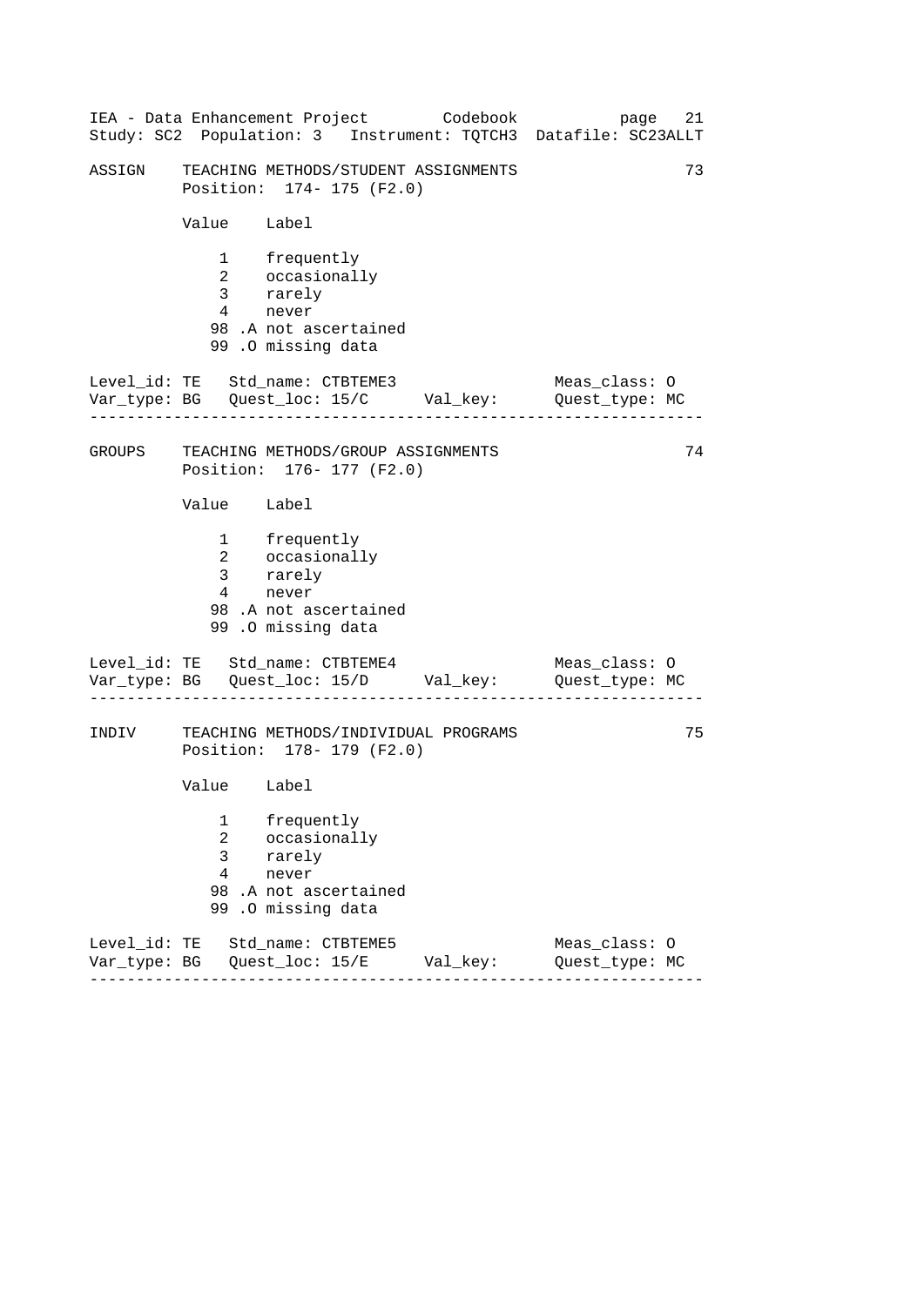ASSIGN    TEACHING METHODS/STUDENT ASSIGNMENTS                          73
          Position:  174- 175 (F2.0)

          Value    Label

             1    frequently
             2    occasionally
             3    rarely
             4    never
            98 .A not ascertained
            99 .O missing data

Level_id: TE   Std_name: CTBTEME3                    Meas_class: O
Var_type: BG   Quest_loc: 15/C      Val_key:         Quest_type: MC

---

GROUPS    TEACHING METHODS/GROUP ASSIGNMENTS                            74
          Position:  176- 177 (F2.0)

          Value    Label

             1    frequently
             2    occasionally
             3    rarely
             4    never
            98 .A not ascertained
            99 .O missing data

Level_id: TE   Std_name: CTBTEME4                    Meas_class: O
Var_type: BG   Quest_loc: 15/D      Val_key:         Quest_type: MC

---

INDIV     TEACHING METHODS/INDIVIDUAL PROGRAMS                          75
          Position:  178- 179 (F2.0)

          Value    Label

             1    frequently
             2    occasionally
             3    rarely
             4    never
            98 .A not ascertained
            99 .O missing data

Level_id: TE   Std_name: CTBTEME5                    Meas_class: O
Var_type: BG   Quest_loc: 15/E      Val_key:         Quest_type: MC

---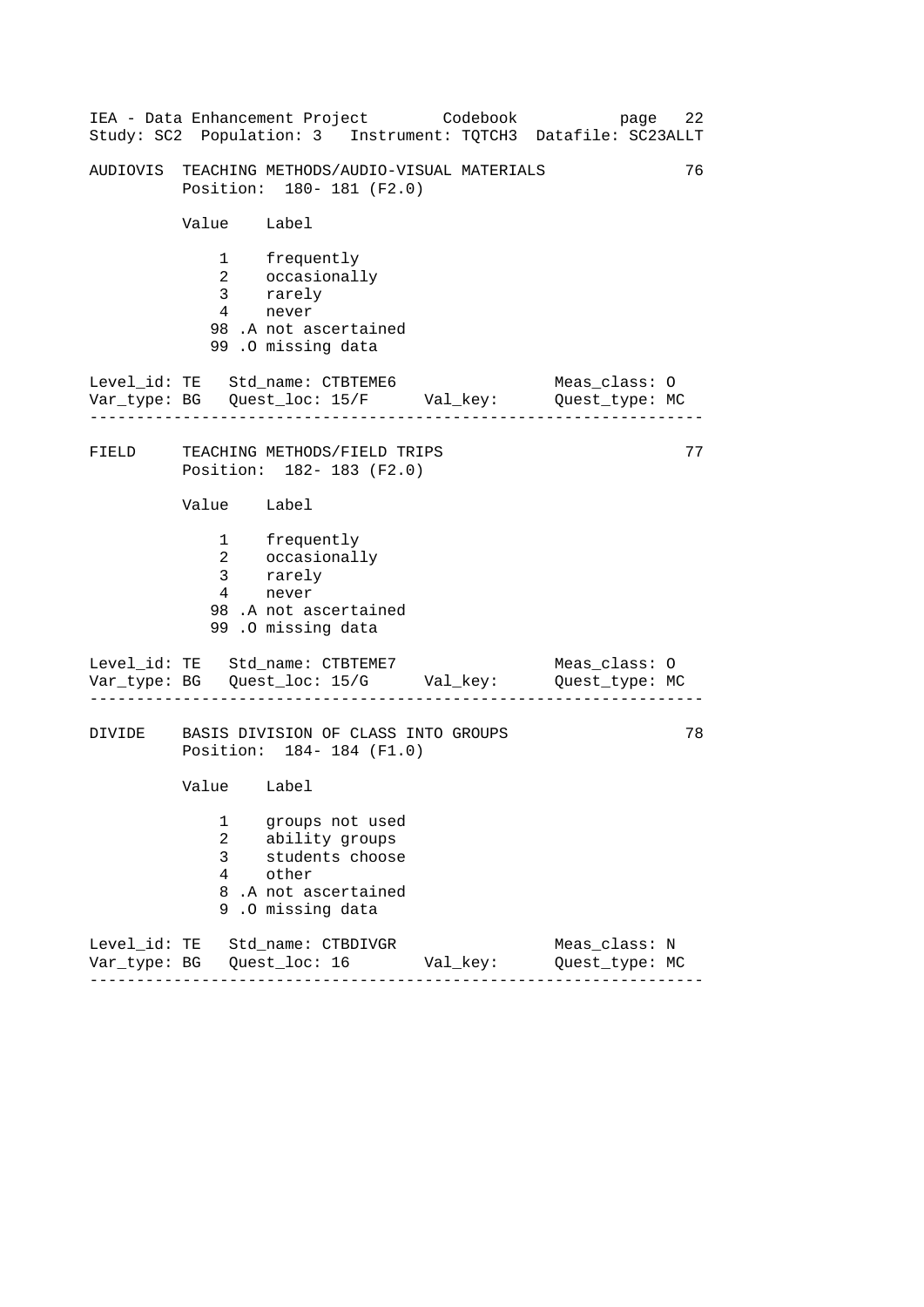```
AUDIOVIS  TEACHING METHODS/AUDIO-VISUAL MATERIALS                    76
          Position:  180- 181 (F2.0)

          Value    Label

              1    frequently
              2    occasionally
              3    rarely
              4    never
             98 .A not ascertained
             99 .O missing data

Level_id: TE   Std_name: CTBTEME6                  Meas_class: O
Var_type: BG   Quest_loc: 15/F      Val_key:       Quest_type: MC
------------------------------------------------------------------

FIELD     TEACHING METHODS/FIELD TRIPS                               77
          Position:  182- 183 (F2.0)

          Value    Label

              1    frequently
              2    occasionally
              3    rarely
              4    never
             98 .A not ascertained
             99 .O missing data

Level_id: TE   Std_name: CTBTEME7                  Meas_class: O
Var_type: BG   Quest_loc: 15/G      Val_key:       Quest_type: MC
------------------------------------------------------------------

DIVIDE    BASIS DIVISION OF CLASS INTO GROUPS                        78
          Position:  184- 184 (F1.0)

          Value    Label

              1    groups not used
              2    ability groups
              3    students choose
              4    other
              8 .A not ascertained
              9 .O missing data

Level_id: TE   Std_name: CTBDIVGR                  Meas_class: N
Var_type: BG   Quest_loc: 16        Val_key:       Quest_type: MC
------------------------------------------------------------------
```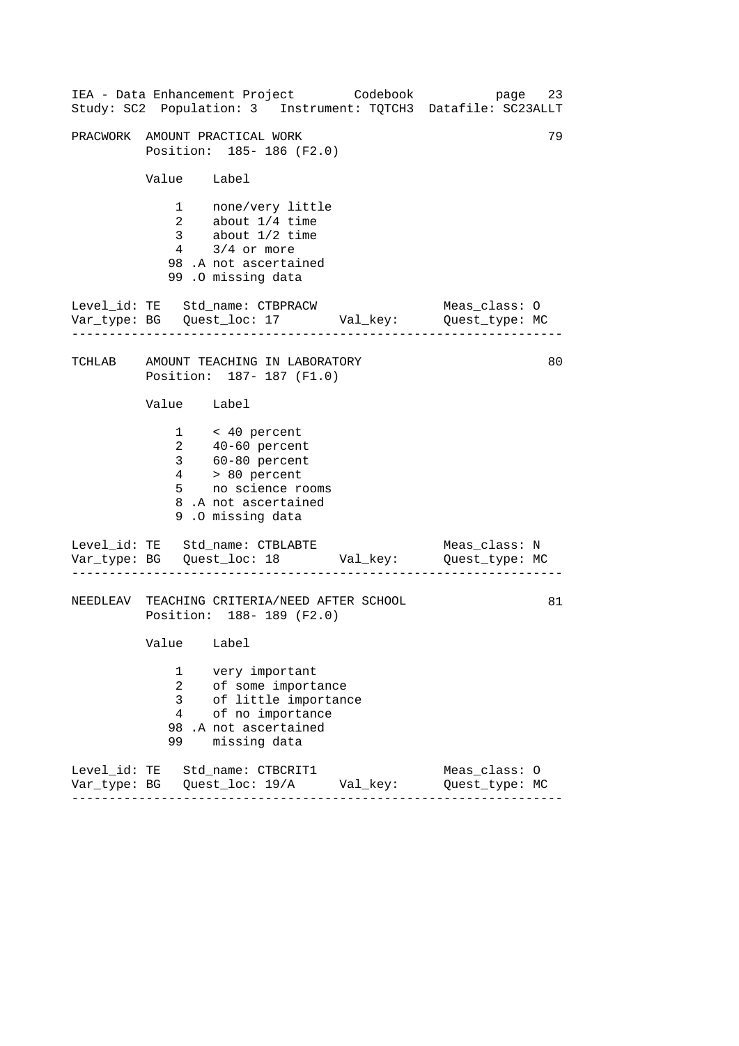## PRACWORK AMOUNT PRACTICAL WORK — 79

Position: 185- 186 (F2.0)

| Value | Label |
|---|---|
| 1 | none/very little |
| 2 | about 1/4 time |
| 3 | about 1/2 time |
| 4 | 3/4 or more |
| 98 .A | not ascertained |
| 99 .O | missing data |

Level_id: TE   Std_name: CTBPRACW   Meas_class: O
Var_type: BG   Quest_loc: 17   Val_key:   Quest_type: MC

---

## TCHLAB AMOUNT TEACHING IN LABORATORY — 80

Position: 187- 187 (F1.0)

| Value | Label |
|---|---|
| 1 | < 40 percent |
| 2 | 40-60 percent |
| 3 | 60-80 percent |
| 4 | > 80 percent |
| 5 | no science rooms |
| 8 .A | not ascertained |
| 9 .O | missing data |

Level_id: TE   Std_name: CTBLABTE   Meas_class: N
Var_type: BG   Quest_loc: 18   Val_key:   Quest_type: MC

---

## NEEDLEAV TEACHING CRITERIA/NEED AFTER SCHOOL — 81

Position: 188- 189 (F2.0)

| Value | Label |
|---|---|
| 1 | very important |
| 2 | of some importance |
| 3 | of little importance |
| 4 | of no importance |
| 98 .A | not ascertained |
| 99 | missing data |

Level_id: TE   Std_name: CTBCRIT1   Meas_class: O
Var_type: BG   Quest_loc: 19/A   Val_key:   Quest_type: MC

---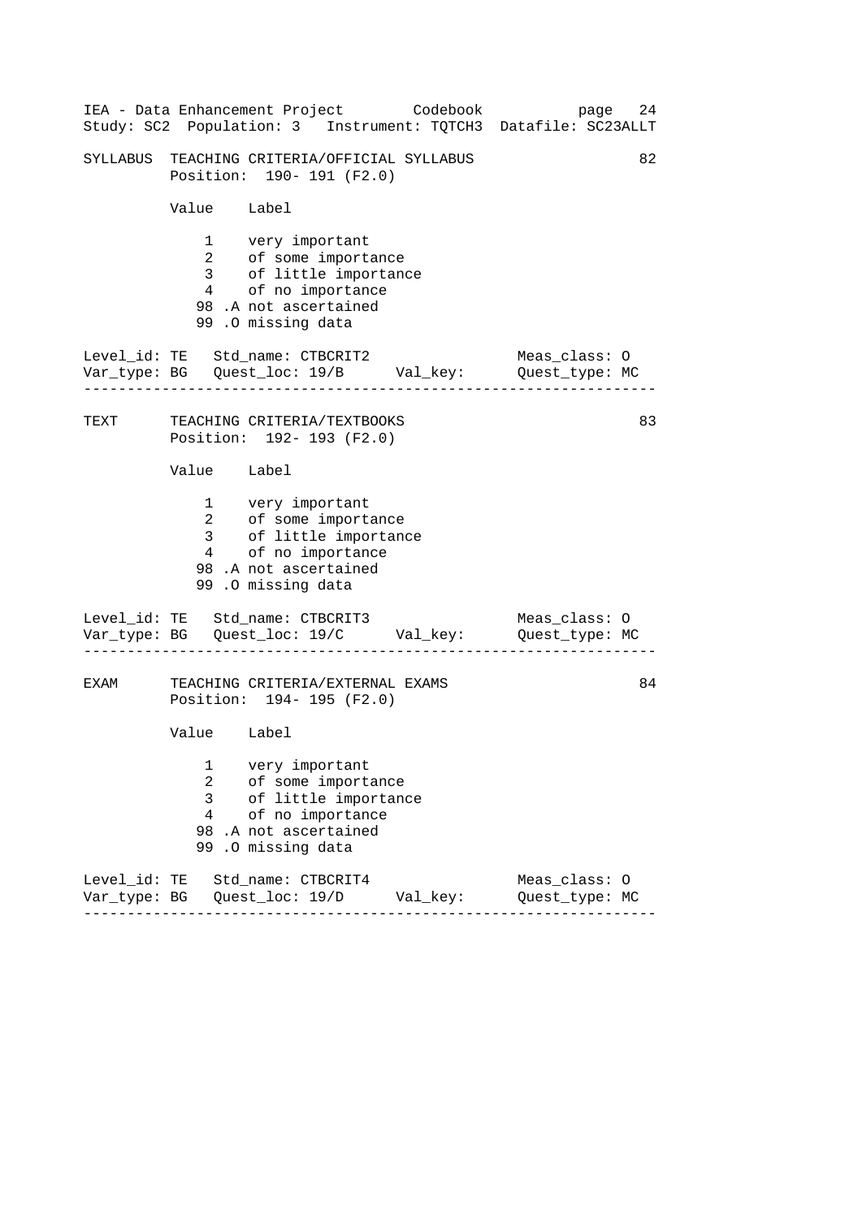```
SYLLABUS  TEACHING CRITERIA/OFFICIAL SYLLABUS                         82
          Position:  190- 191 (F2.0)

          Value    Label

              1    very important
              2    of some importance
              3    of little importance
              4    of no importance
             98 .A not ascertained
             99 .O missing data

Level_id: TE   Std_name: CTBCRIT2                     Meas_class: O
Var_type: BG   Quest_loc: 19/B      Val_key:          Quest_type: MC
--------------------------------------------------------------------

TEXT      TEACHING CRITERIA/TEXTBOOKS                                 83
          Position:  192- 193 (F2.0)

          Value    Label

              1    very important
              2    of some importance
              3    of little importance
              4    of no importance
             98 .A not ascertained
             99 .O missing data

Level_id: TE   Std_name: CTBCRIT3                     Meas_class: O
Var_type: BG   Quest_loc: 19/C      Val_key:          Quest_type: MC
--------------------------------------------------------------------

EXAM      TEACHING CRITERIA/EXTERNAL EXAMS                            84
          Position:  194- 195 (F2.0)

          Value    Label

              1    very important
              2    of some importance
              3    of little importance
              4    of no importance
             98 .A not ascertained
             99 .O missing data

Level_id: TE   Std_name: CTBCRIT4                     Meas_class: O
Var_type: BG   Quest_loc: 19/D      Val_key:          Quest_type: MC
--------------------------------------------------------------------
```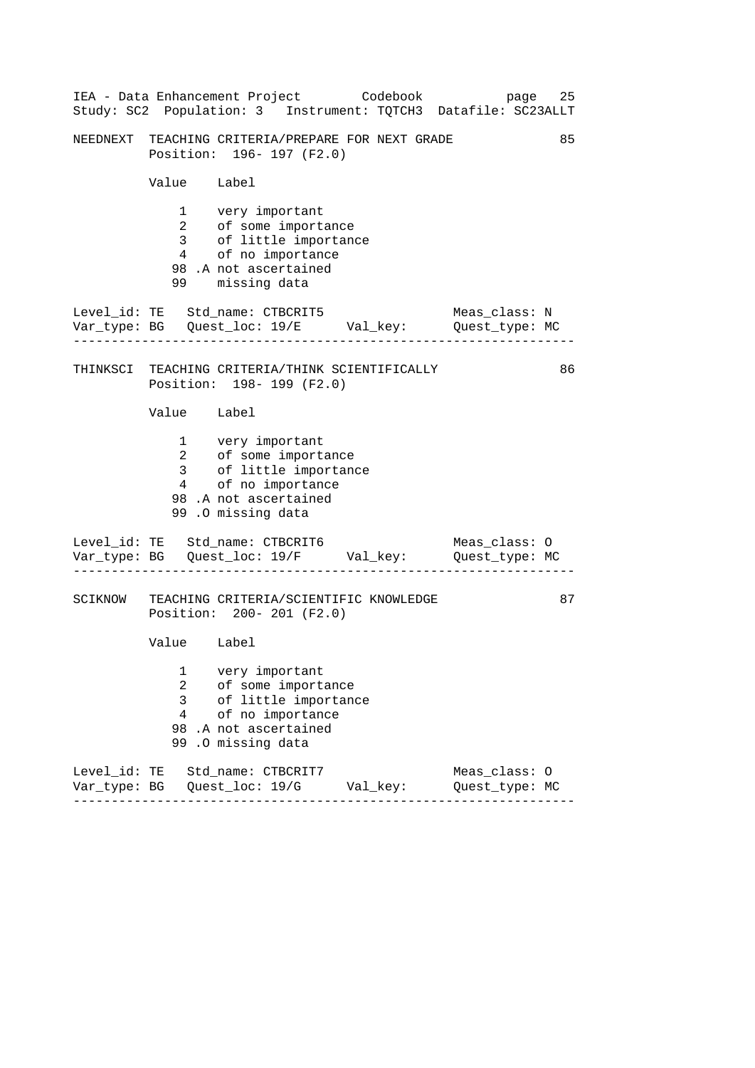```
NEEDNEXT  TEACHING CRITERIA/PREPARE FOR NEXT GRADE              85
          Position:  196- 197 (F2.0)

          Value    Label

              1    very important
              2    of some importance
              3    of little importance
              4    of no importance
             98 .A not ascertained
             99    missing data

Level_id: TE   Std_name: CTBCRIT5                   Meas_class: N
Var_type: BG   Quest_loc: 19/E      Val_key:        Quest_type: MC
-----------------------------------------------------------------

THINKSCI  TEACHING CRITERIA/THINK SCIENTIFICALLY                86
          Position:  198- 199 (F2.0)

          Value    Label

              1    very important
              2    of some importance
              3    of little importance
              4    of no importance
             98 .A not ascertained
             99 .O missing data

Level_id: TE   Std_name: CTBCRIT6                   Meas_class: O
Var_type: BG   Quest_loc: 19/F      Val_key:        Quest_type: MC
-----------------------------------------------------------------

SCIKNOW   TEACHING CRITERIA/SCIENTIFIC KNOWLEDGE                87
          Position:  200- 201 (F2.0)

          Value    Label

              1    very important
              2    of some importance
              3    of little importance
              4    of no importance
             98 .A not ascertained
             99 .O missing data

Level_id: TE   Std_name: CTBCRIT7                   Meas_class: O
Var_type: BG   Quest_loc: 19/G      Val_key:        Quest_type: MC
-----------------------------------------------------------------
```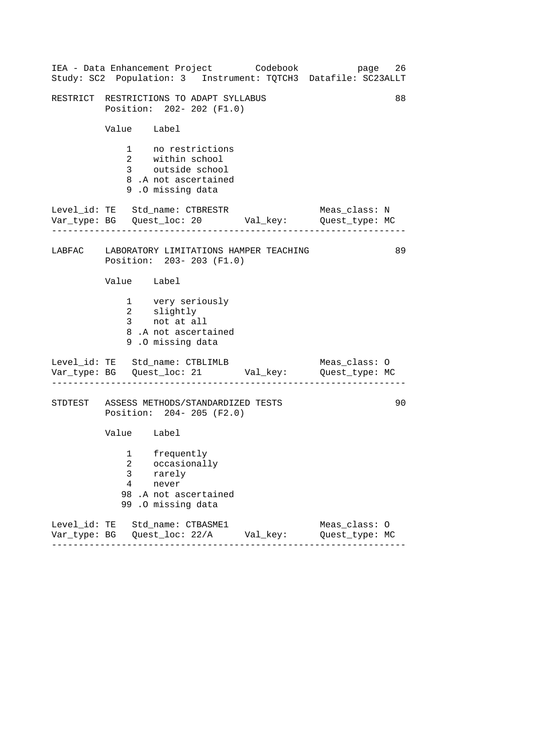RESTRICT  RESTRICTIONS TO ADAPT SYLLABUS  88
Position: 202- 202 (F1.0)

| Value | Label |
|---|---|
| 1 | no restrictions |
| 2 | within school |
| 3 | outside school |
| 8 .A | not ascertained |
| 9 .O | missing data |

Level_id: TE   Std_name: CTBRESTR   Meas_class: N
Var_type: BG   Quest_loc: 20   Val_key:   Quest_type: MC

---

LABFAC  LABORATORY LIMITATIONS HAMPER TEACHING  89
Position: 203- 203 (F1.0)

| Value | Label |
|---|---|
| 1 | very seriously |
| 2 | slightly |
| 3 | not at all |
| 8 .A | not ascertained |
| 9 .O | missing data |

Level_id: TE   Std_name: CTBLIMLB   Meas_class: O
Var_type: BG   Quest_loc: 21   Val_key:   Quest_type: MC

---

STDTEST  ASSESS METHODS/STANDARDIZED TESTS  90
Position: 204- 205 (F2.0)

| Value | Label |
|---|---|
| 1 | frequently |
| 2 | occasionally |
| 3 | rarely |
| 4 | never |
| 98 .A | not ascertained |
| 99 .O | missing data |

Level_id: TE   Std_name: CTBASME1   Meas_class: O
Var_type: BG   Quest_loc: 22/A   Val_key:   Quest_type: MC

---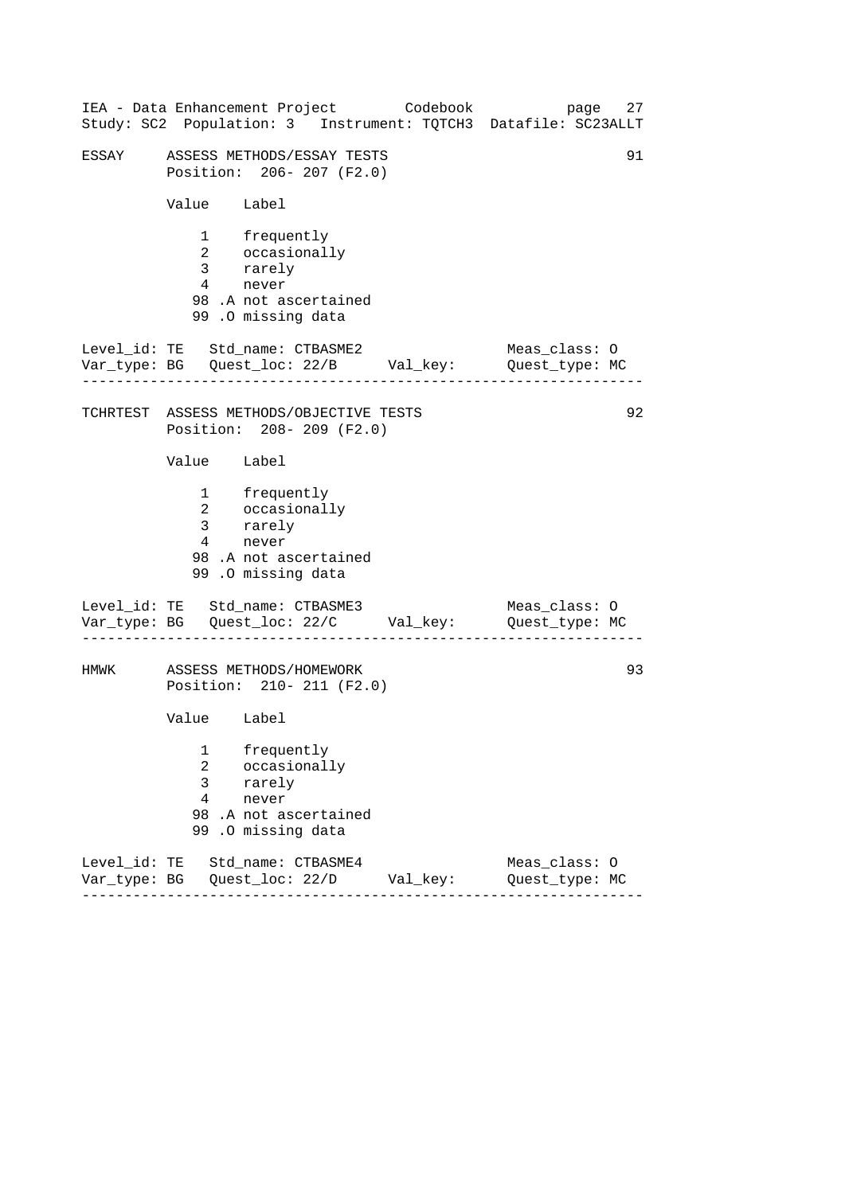ESSAY     ASSESS METHODS/ESSAY TESTS                                   91
          Position:  206- 207 (F2.0)

| Value | Label |
|---|---|
| 1 | frequently |
| 2 | occasionally |
| 3 | rarely |
| 4 | never |
| 98 .A | not ascertained |
| 99 .O | missing data |

Level_id: TE   Std_name: CTBASME2                    Meas_class: O
Var_type: BG   Quest_loc: 22/B      Val_key:         Quest_type: MC

---

TCHRTEST  ASSESS METHODS/OBJECTIVE TESTS                               92
          Position:  208- 209 (F2.0)

| Value | Label |
|---|---|
| 1 | frequently |
| 2 | occasionally |
| 3 | rarely |
| 4 | never |
| 98 .A | not ascertained |
| 99 .O | missing data |

Level_id: TE   Std_name: CTBASME3                    Meas_class: O
Var_type: BG   Quest_loc: 22/C      Val_key:         Quest_type: MC

---

HMWK      ASSESS METHODS/HOMEWORK                                      93
          Position:  210- 211 (F2.0)

| Value | Label |
|---|---|
| 1 | frequently |
| 2 | occasionally |
| 3 | rarely |
| 4 | never |
| 98 .A | not ascertained |
| 99 .O | missing data |

Level_id: TE   Std_name: CTBASME4                    Meas_class: O
Var_type: BG   Quest_loc: 22/D      Val_key:         Quest_type: MC

---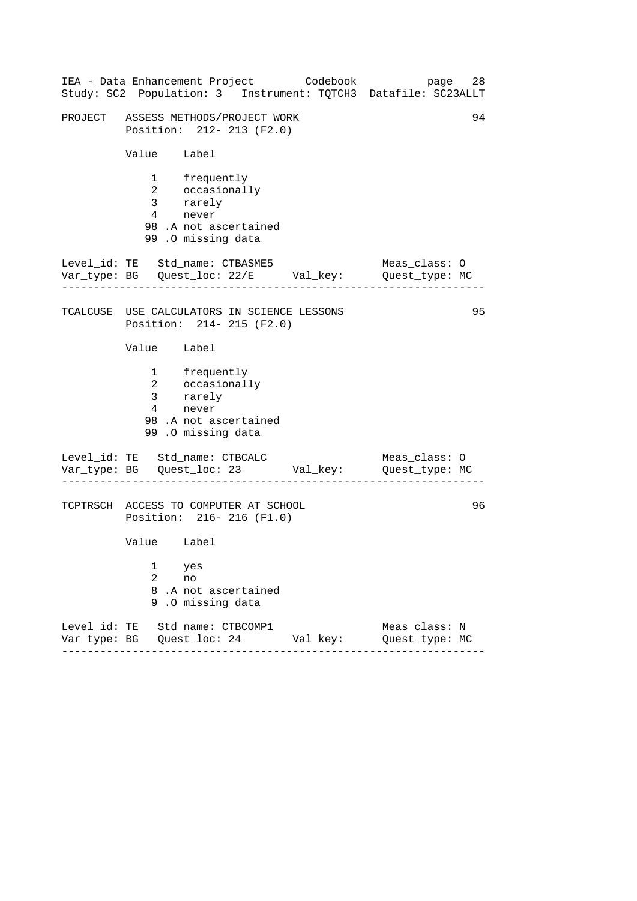PROJECT   ASSESS METHODS/PROJECT WORK                                    94
          Position:  212- 213 (F2.0)

| Value | Label |
|---|---|
| 1 | frequently |
| 2 | occasionally |
| 3 | rarely |
| 4 | never |
| 98 .A | not ascertained |
| 99 .O | missing data |

Level_id: TE   Std_name: CTBASME5                  Meas_class: O
Var_type: BG   Quest_loc: 22/E      Val_key:       Quest_type: MC

---

TCALCUSE  USE CALCULATORS IN SCIENCE LESSONS                             95
          Position:  214- 215 (F2.0)

| Value | Label |
|---|---|
| 1 | frequently |
| 2 | occasionally |
| 3 | rarely |
| 4 | never |
| 98 .A | not ascertained |
| 99 .O | missing data |

Level_id: TE   Std_name: CTBCALC                   Meas_class: O
Var_type: BG   Quest_loc: 23        Val_key:       Quest_type: MC

---

TCPTRSCH  ACCESS TO COMPUTER AT SCHOOL                                   96
          Position:  216- 216 (F1.0)

| Value | Label |
|---|---|
| 1 | yes |
| 2 | no |
| 8 .A | not ascertained |
| 9 .O | missing data |

Level_id: TE   Std_name: CTBCOMP1                  Meas_class: N
Var_type: BG   Quest_loc: 24        Val_key:       Quest_type: MC

---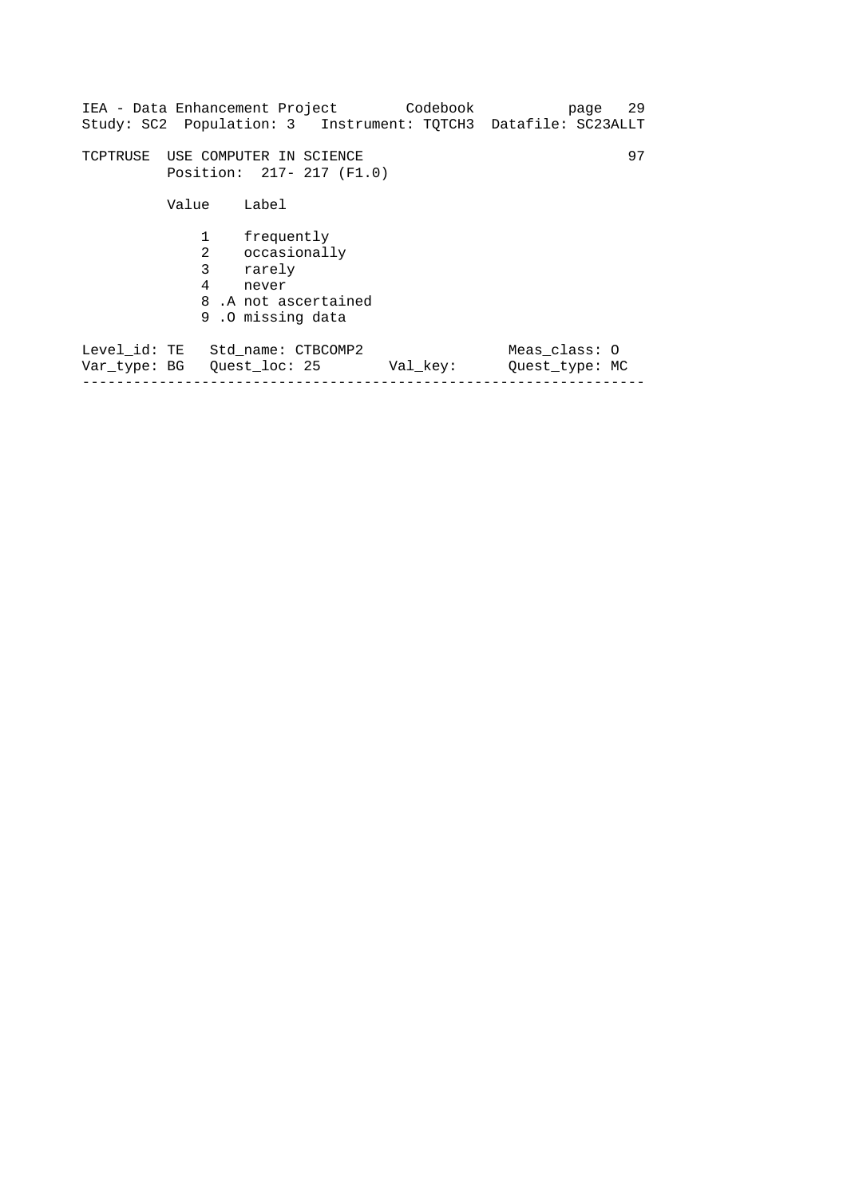TCPTRUSE USE COMPUTER IN SCIENCE 97

Position: 217- 217 (F1.0)

| Value | Label |
|---|---|
| 1 | frequently |
| 2 | occasionally |
| 3 | rarely |
| 4 | never |
| 8 .A | not ascertained |
| 9 .O | missing data |

Level_id: TE Std_name: CTBCOMP2 Meas_class: O

Var_type: BG Quest_loc: 25 Val_key: Quest_type: MC

---